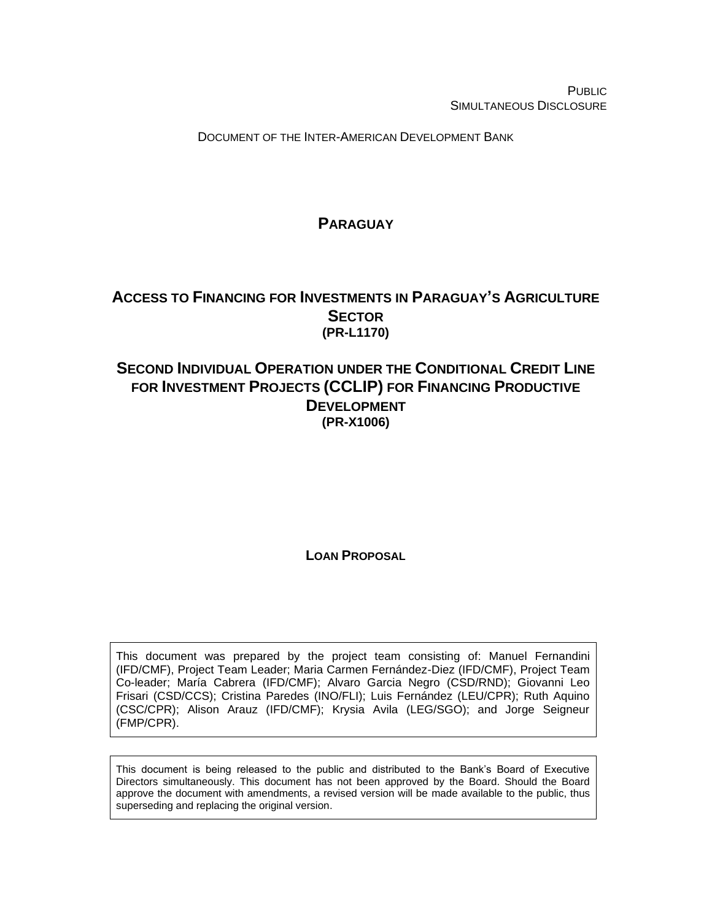PUBLIC
SIMULTANEOUS DISCLOSURE

DOCUMENT OF THE INTER-AMERICAN DEVELOPMENT BANK

# PARAGUAY

## ACCESS TO FINANCING FOR INVESTMENTS IN PARAGUAY'S AGRICULTURE SECTOR
**(PR-L1170)**

## SECOND INDIVIDUAL OPERATION UNDER THE CONDITIONAL CREDIT LINE FOR INVESTMENT PROJECTS (CCLIP) FOR FINANCING PRODUCTIVE DEVELOPMENT
**(PR-X1006)**

**LOAN PROPOSAL**

This document was prepared by the project team consisting of: Manuel Fernandini (IFD/CMF), Project Team Leader; Maria Carmen Fernández-Diez (IFD/CMF), Project Team Co-leader; María Cabrera (IFD/CMF); Alvaro Garcia Negro (CSD/RND); Giovanni Leo Frisari (CSD/CCS); Cristina Paredes (INO/FLI); Luis Fernández (LEU/CPR); Ruth Aquino (CSC/CPR); Alison Arauz (IFD/CMF); Krysia Avila (LEG/SGO); and Jorge Seigneur (FMP/CPR).

This document is being released to the public and distributed to the Bank's Board of Executive Directors simultaneously. This document has not been approved by the Board. Should the Board approve the document with amendments, a revised version will be made available to the public, thus superseding and replacing the original version.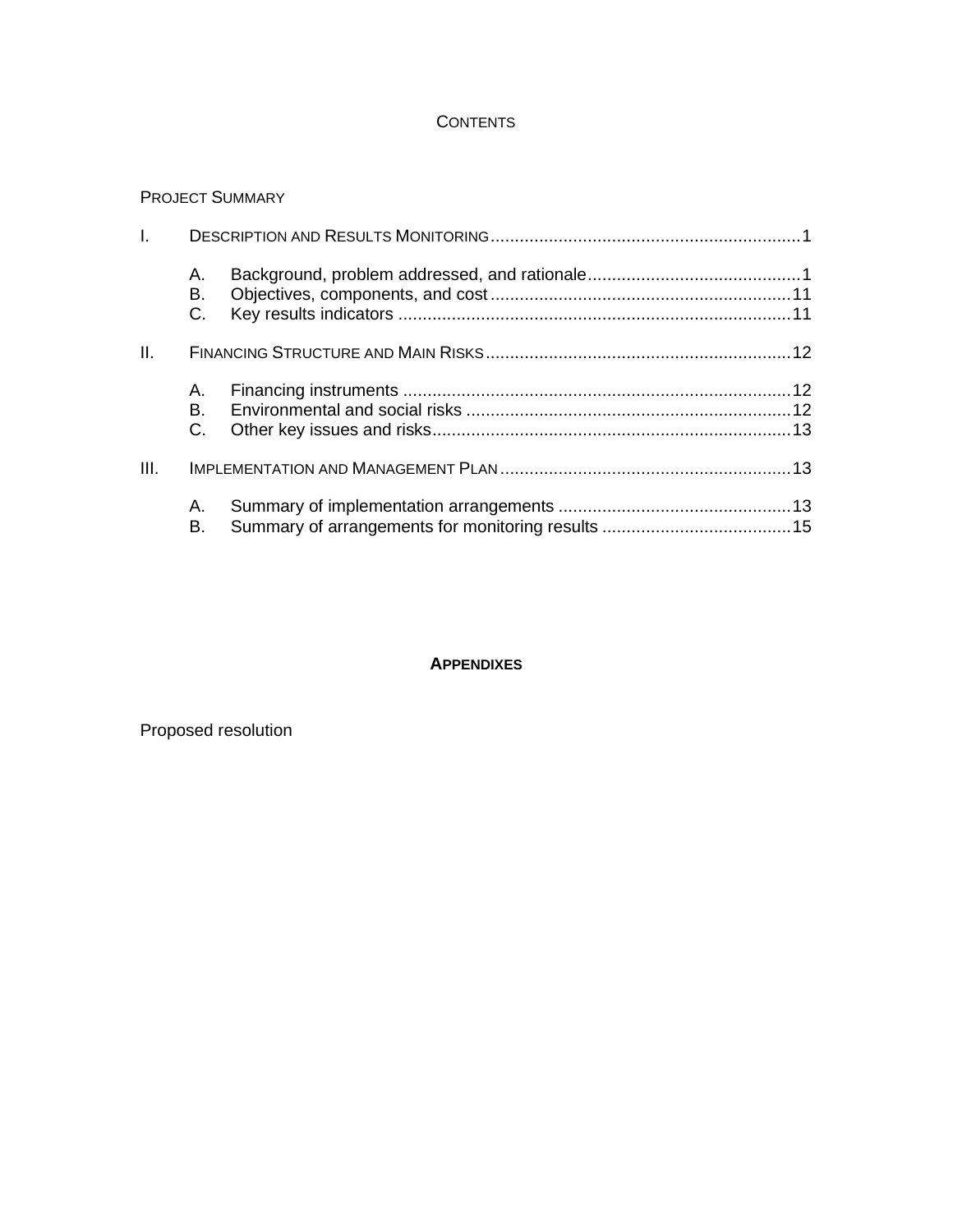# CONTENTS

PROJECT SUMMARY

| | | | |
|---|---|---|---|
| I. | DESCRIPTION AND RESULTS MONITORING | | 1 |
| | A. | Background, problem addressed, and rationale | 1 |
| | B. | Objectives, components, and cost | 11 |
| | C. | Key results indicators | 11 |
| II. | FINANCING STRUCTURE AND MAIN RISKS | | 12 |
| | A. | Financing instruments | 12 |
| | B. | Environmental and social risks | 12 |
| | C. | Other key issues and risks | 13 |
| III. | IMPLEMENTATION AND MANAGEMENT PLAN | | 13 |
| | A. | Summary of implementation arrangements | 13 |
| | B. | Summary of arrangements for monitoring results | 15 |

## APPENDIXES

Proposed resolution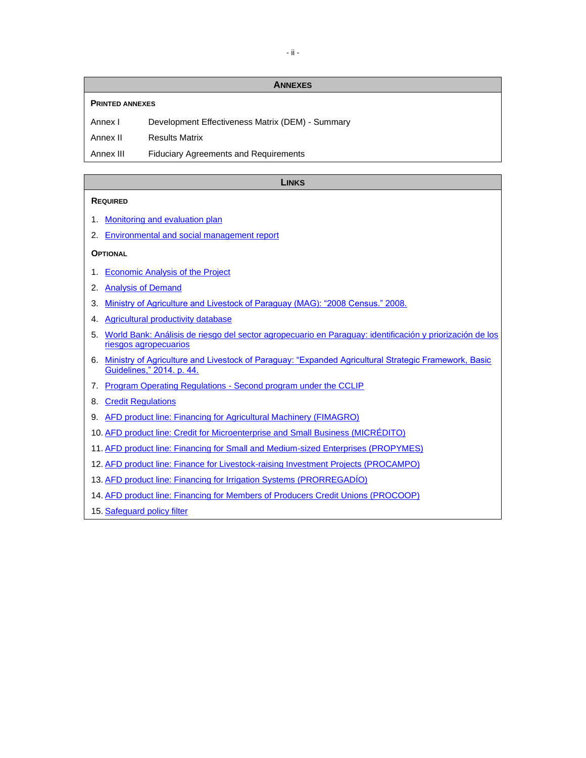## ANNEXES

**PRINTED ANNEXES**

| | |
|---|---|
| Annex I | Development Effectiveness Matrix (DEM) - Summary |
| Annex II | Results Matrix |
| Annex III | Fiduciary Agreements and Requirements |

## LINKS

**REQUIRED**

1. Monitoring and evaluation plan
2. Environmental and social management report

**OPTIONAL**

1. Economic Analysis of the Project
2. Analysis of Demand
3. Ministry of Agriculture and Livestock of Paraguay (MAG): "2008 Census." 2008.
4. Agricultural productivity database
5. World Bank: Análisis de riesgo del sector agropecuario en Paraguay: identificación y priorización de los riesgos agropecuarios
6. Ministry of Agriculture and Livestock of Paraguay: "Expanded Agricultural Strategic Framework, Basic Guidelines," 2014. p. 44.
7. Program Operating Regulations - Second program under the CCLIP
8. Credit Regulations
9. AFD product line: Financing for Agricultural Machinery (FIMAGRO)
10. AFD product line: Credit for Microenterprise and Small Business (MICRÉDITO)
11. AFD product line: Financing for Small and Medium-sized Enterprises (PROPYMES)
12. AFD product line: Finance for Livestock-raising Investment Projects (PROCAMPO)
13. AFD product line: Financing for Irrigation Systems (PRORREGADÍO)
14. AFD product line: Financing for Members of Producers Credit Unions (PROCOOP)
15. Safeguard policy filter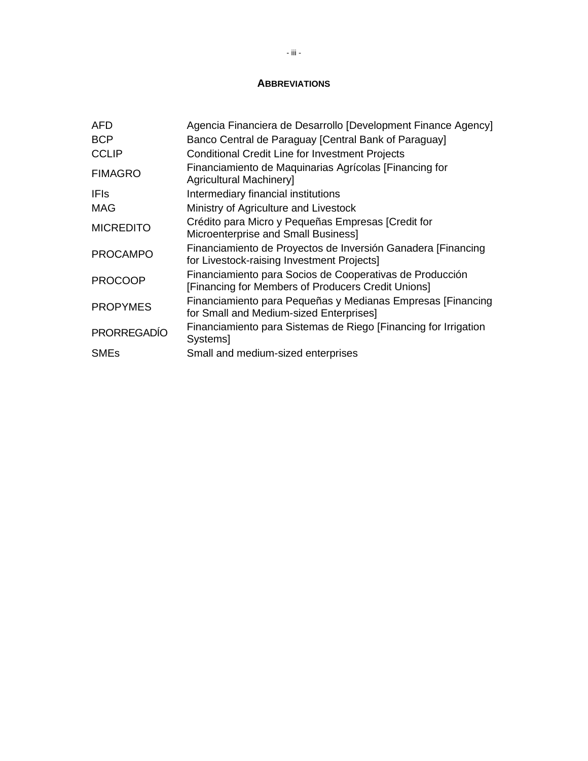## ABBREVIATIONS

| | |
|---|---|
| AFD | Agencia Financiera de Desarrollo [Development Finance Agency] |
| BCP | Banco Central de Paraguay [Central Bank of Paraguay] |
| CCLIP | Conditional Credit Line for Investment Projects |
| FIMAGRO | Financiamiento de Maquinarias Agrícolas [Financing for Agricultural Machinery] |
| IFIs | Intermediary financial institutions |
| MAG | Ministry of Agriculture and Livestock |
| MICREDITO | Crédito para Micro y Pequeñas Empresas [Credit for Microenterprise and Small Business] |
| PROCAMPO | Financiamiento de Proyectos de Inversión Ganadera [Financing for Livestock-raising Investment Projects] |
| PROCOOP | Financiamiento para Socios de Cooperativas de Producción [Financing for Members of Producers Credit Unions] |
| PROPYMES | Financiamiento para Pequeñas y Medianas Empresas [Financing for Small and Medium-sized Enterprises] |
| PRORREGADÍO | Financiamiento para Sistemas de Riego [Financing for Irrigation Systems] |
| SMEs | Small and medium-sized enterprises |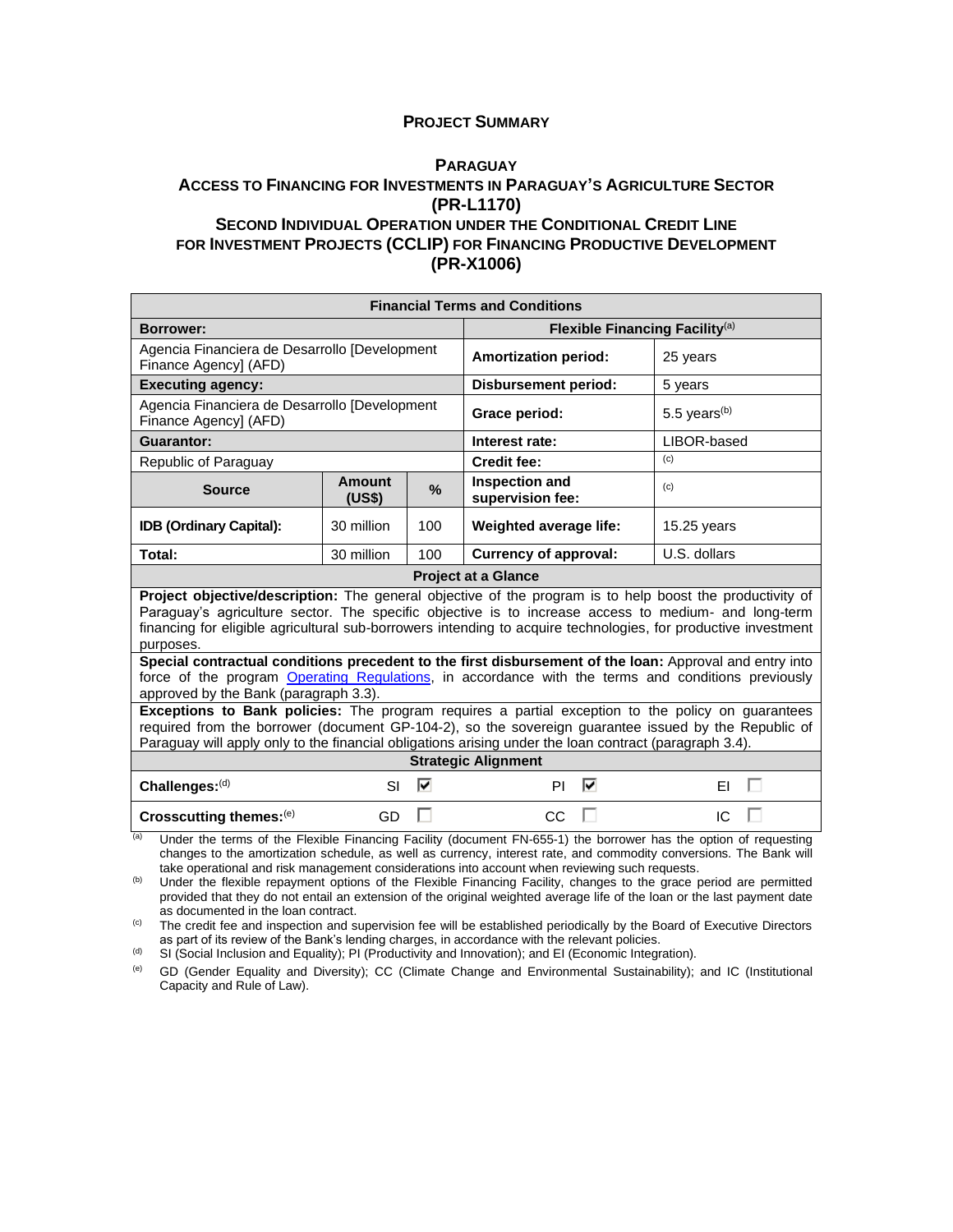# PROJECT SUMMARY

## PARAGUAY
## ACCESS TO FINANCING FOR INVESTMENTS IN PARAGUAY'S AGRICULTURE SECTOR (PR-L1170)
## SECOND INDIVIDUAL OPERATION UNDER THE CONDITIONAL CREDIT LINE FOR INVESTMENT PROJECTS (CCLIP) FOR FINANCING PRODUCTIVE DEVELOPMENT (PR-X1006)

| Financial Terms and Conditions | | | | |
|---|---|---|---|---|
| **Borrower:** | | | **Flexible Financing Facility**[(a)] | |
| Agencia Financiera de Desarrollo [Development Finance Agency] (AFD) | | | **Amortization period:** | 25 years |
| **Executing agency:** | | | **Disbursement period:** | 5 years |
| Agencia Financiera de Desarrollo [Development Finance Agency] (AFD) | | | **Grace period:** | 5.5 years[(b)] |
| **Guarantor:** | | | **Interest rate:** | LIBOR-based |
| Republic of Paraguay | | | **Credit fee:** | [(c)] |
| **Source** | **Amount (US$)** | **%** | **Inspection and supervision fee:** | [(c)] |
| **IDB (Ordinary Capital):** | 30 million | 100 | **Weighted average life:** | 15.25 years |
| **Total:** | 30 million | 100 | **Currency of approval:** | U.S. dollars |

| Project at a Glance |
|---|
| **Project objective/description:** The general objective of the program is to help boost the productivity of Paraguay's agriculture sector. The specific objective is to increase access to medium- and long-term financing for eligible agricultural sub-borrowers intending to acquire technologies, for productive investment purposes. |
| **Special contractual conditions precedent to the first disbursement of the loan:** Approval and entry into force of the program Operating Regulations, in accordance with the terms and conditions previously approved by the Bank (paragraph 3.3). |
| **Exceptions to Bank policies:** The program requires a partial exception to the policy on guarantees required from the borrower (document GP-104-2), so the sovereign guarantee issued by the Republic of Paraguay will apply only to the financial obligations arising under the loan contract (paragraph 3.4). |

| Strategic Alignment | | | |
|---|---|---|---|
| **Challenges:**[(d)] | SI ☑ | PI ☑ | EI ☐ |
| **Crosscutting themes:**[(e)] | GD ☐ | CC ☐ | IC ☐ |

[(a)] Under the terms of the Flexible Financing Facility (document FN-655-1) the borrower has the option of requesting changes to the amortization schedule, as well as currency, interest rate, and commodity conversions. The Bank will take operational and risk management considerations into account when reviewing such requests.

[(b)] Under the flexible repayment options of the Flexible Financing Facility, changes to the grace period are permitted provided that they do not entail an extension of the original weighted average life of the loan or the last payment date as documented in the loan contract.

[(c)] The credit fee and inspection and supervision fee will be established periodically by the Board of Executive Directors as part of its review of the Bank's lending charges, in accordance with the relevant policies.

[(d)] SI (Social Inclusion and Equality); PI (Productivity and Innovation); and EI (Economic Integration).

[(e)] GD (Gender Equality and Diversity); CC (Climate Change and Environmental Sustainability); and IC (Institutional Capacity and Rule of Law).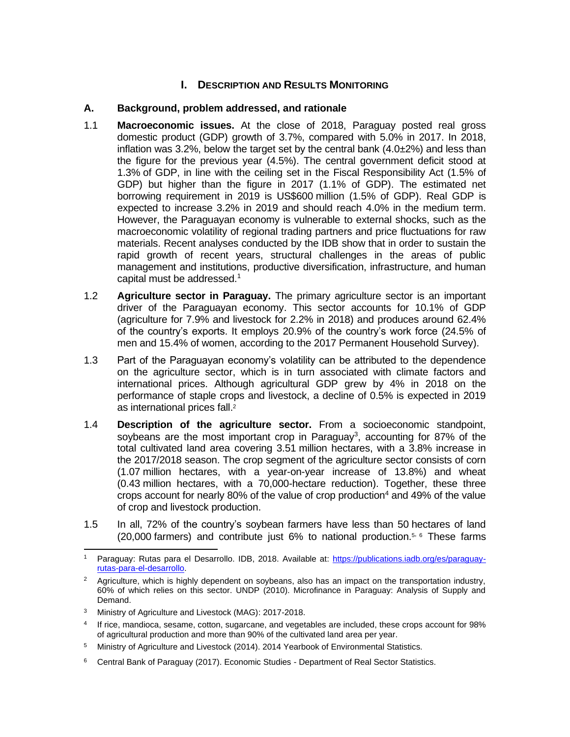# I. Description and Results Monitoring

## A. Background, problem addressed, and rationale

1.1 **Macroeconomic issues.** At the close of 2018, Paraguay posted real gross domestic product (GDP) growth of 3.7%, compared with 5.0% in 2017. In 2018, inflation was 3.2%, below the target set by the central bank (4.0±2%) and less than the figure for the previous year (4.5%). The central government deficit stood at 1.3% of GDP, in line with the ceiling set in the Fiscal Responsibility Act (1.5% of GDP) but higher than the figure in 2017 (1.1% of GDP). The estimated net borrowing requirement in 2019 is US$600 million (1.5% of GDP). Real GDP is expected to increase 3.2% in 2019 and should reach 4.0% in the medium term. However, the Paraguayan economy is vulnerable to external shocks, such as the macroeconomic volatility of regional trading partners and price fluctuations for raw materials. Recent analyses conducted by the IDB show that in order to sustain the rapid growth of recent years, structural challenges in the areas of public management and institutions, productive diversification, infrastructure, and human capital must be addressed.[1]

1.2 **Agriculture sector in Paraguay.** The primary agriculture sector is an important driver of the Paraguayan economy. This sector accounts for 10.1% of GDP (agriculture for 7.9% and livestock for 2.2% in 2018) and produces around 62.4% of the country's exports. It employs 20.9% of the country's work force (24.5% of men and 15.4% of women, according to the 2017 Permanent Household Survey).

1.3 Part of the Paraguayan economy's volatility can be attributed to the dependence on the agriculture sector, which is in turn associated with climate factors and international prices. Although agricultural GDP grew by 4% in 2018 on the performance of staple crops and livestock, a decline of 0.5% is expected in 2019 as international prices fall.[2]

1.4 **Description of the agriculture sector.** From a socioeconomic standpoint, soybeans are the most important crop in Paraguay[3], accounting for 87% of the total cultivated land area covering 3.51 million hectares, with a 3.8% increase in the 2017/2018 season. The crop segment of the agriculture sector consists of corn (1.07 million hectares, with a year-on-year increase of 13.8%) and wheat (0.43 million hectares, with a 70,000-hectare reduction). Together, these three crops account for nearly 80% of the value of crop production[4] and 49% of the value of crop and livestock production.

1.5 In all, 72% of the country's soybean farmers have less than 50 hectares of land (20,000 farmers) and contribute just 6% to national production.[5, 6] These farms

---

[1] Paraguay: Rutas para el Desarrollo. IDB, 2018. Available at: https://publications.iadb.org/es/paraguay-rutas-para-el-desarrollo.

[2] Agriculture, which is highly dependent on soybeans, also has an impact on the transportation industry, 60% of which relies on this sector. UNDP (2010). Microfinance in Paraguay: Analysis of Supply and Demand.

[3] Ministry of Agriculture and Livestock (MAG): 2017-2018.

[4] If rice, mandioca, sesame, cotton, sugarcane, and vegetables are included, these crops account for 98% of agricultural production and more than 90% of the cultivated land area per year.

[5] Ministry of Agriculture and Livestock (2014). 2014 Yearbook of Environmental Statistics.

[6] Central Bank of Paraguay (2017). Economic Studies - Department of Real Sector Statistics.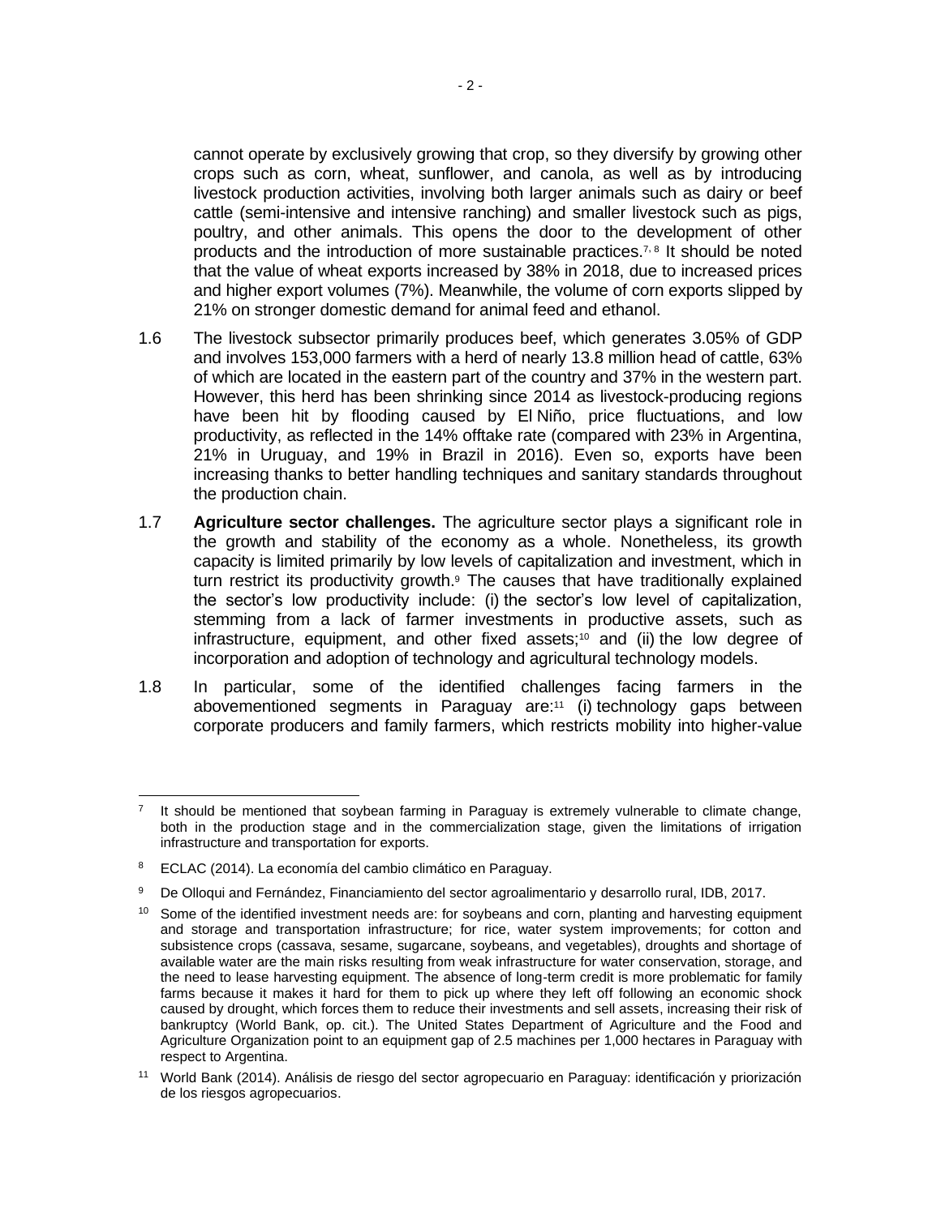cannot operate by exclusively growing that crop, so they diversify by growing other crops such as corn, wheat, sunflower, and canola, as well as by introducing livestock production activities, involving both larger animals such as dairy or beef cattle (semi-intensive and intensive ranching) and smaller livestock such as pigs, poultry, and other animals. This opens the door to the development of other products and the introduction of more sustainable practices.[7, 8] It should be noted that the value of wheat exports increased by 38% in 2018, due to increased prices and higher export volumes (7%). Meanwhile, the volume of corn exports slipped by 21% on stronger domestic demand for animal feed and ethanol.

1.6 The livestock subsector primarily produces beef, which generates 3.05% of GDP and involves 153,000 farmers with a herd of nearly 13.8 million head of cattle, 63% of which are located in the eastern part of the country and 37% in the western part. However, this herd has been shrinking since 2014 as livestock-producing regions have been hit by flooding caused by El Niño, price fluctuations, and low productivity, as reflected in the 14% offtake rate (compared with 23% in Argentina, 21% in Uruguay, and 19% in Brazil in 2016). Even so, exports have been increasing thanks to better handling techniques and sanitary standards throughout the production chain.

1.7 **Agriculture sector challenges.** The agriculture sector plays a significant role in the growth and stability of the economy as a whole. Nonetheless, its growth capacity is limited primarily by low levels of capitalization and investment, which in turn restrict its productivity growth.[9] The causes that have traditionally explained the sector's low productivity include: (i) the sector's low level of capitalization, stemming from a lack of farmer investments in productive assets, such as infrastructure, equipment, and other fixed assets;[10] and (ii) the low degree of incorporation and adoption of technology and agricultural technology models.

1.8 In particular, some of the identified challenges facing farmers in the abovementioned segments in Paraguay are:[11] (i) technology gaps between corporate producers and family farmers, which restricts mobility into higher-value

---

[7] It should be mentioned that soybean farming in Paraguay is extremely vulnerable to climate change, both in the production stage and in the commercialization stage, given the limitations of irrigation infrastructure and transportation for exports.

[8] ECLAC (2014). La economía del cambio climático en Paraguay.

[9] De Olloqui and Fernández, Financiamiento del sector agroalimentario y desarrollo rural, IDB, 2017.

[10] Some of the identified investment needs are: for soybeans and corn, planting and harvesting equipment and storage and transportation infrastructure; for rice, water system improvements; for cotton and subsistence crops (cassava, sesame, sugarcane, soybeans, and vegetables), droughts and shortage of available water are the main risks resulting from weak infrastructure for water conservation, storage, and the need to lease harvesting equipment. The absence of long-term credit is more problematic for family farms because it makes it hard for them to pick up where they left off following an economic shock caused by drought, which forces them to reduce their investments and sell assets, increasing their risk of bankruptcy (World Bank, op. cit.). The United States Department of Agriculture and the Food and Agriculture Organization point to an equipment gap of 2.5 machines per 1,000 hectares in Paraguay with respect to Argentina.

[11] World Bank (2014). Análisis de riesgo del sector agropecuario en Paraguay: identificación y priorización de los riesgos agropecuarios.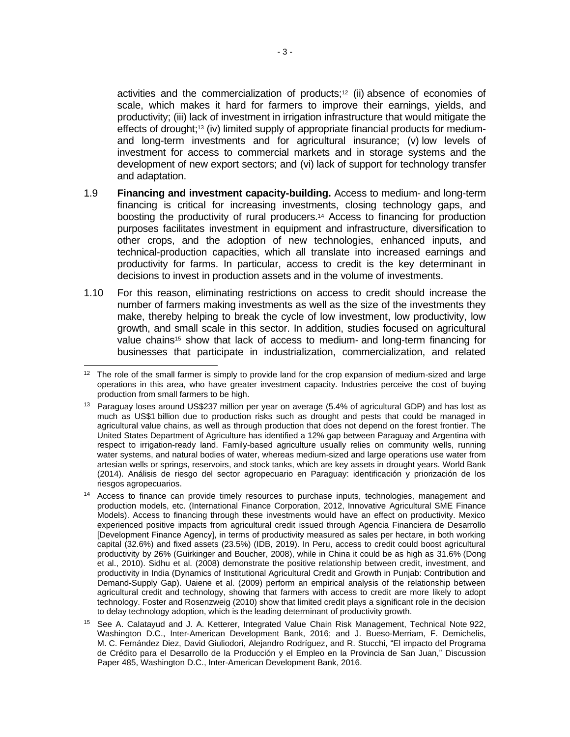activities and the commercialization of products;[12] (ii) absence of economies of scale, which makes it hard for farmers to improve their earnings, yields, and productivity; (iii) lack of investment in irrigation infrastructure that would mitigate the effects of drought;[13] (iv) limited supply of appropriate financial products for medium- and long-term investments and for agricultural insurance; (v) low levels of investment for access to commercial markets and in storage systems and the development of new export sectors; and (vi) lack of support for technology transfer and adaptation.

1.9 **Financing and investment capacity-building.** Access to medium- and long-term financing is critical for increasing investments, closing technology gaps, and boosting the productivity of rural producers.[14] Access to financing for production purposes facilitates investment in equipment and infrastructure, diversification to other crops, and the adoption of new technologies, enhanced inputs, and technical-production capacities, which all translate into increased earnings and productivity for farms. In particular, access to credit is the key determinant in decisions to invest in production assets and in the volume of investments.

1.10 For this reason, eliminating restrictions on access to credit should increase the number of farmers making investments as well as the size of the investments they make, thereby helping to break the cycle of low investment, low productivity, low growth, and small scale in this sector. In addition, studies focused on agricultural value chains[15] show that lack of access to medium- and long-term financing for businesses that participate in industrialization, commercialization, and related

---

[12] The role of the small farmer is simply to provide land for the crop expansion of medium-sized and large operations in this area, who have greater investment capacity. Industries perceive the cost of buying production from small farmers to be high.

[13] Paraguay loses around US$237 million per year on average (5.4% of agricultural GDP) and has lost as much as US$1 billion due to production risks such as drought and pests that could be managed in agricultural value chains, as well as through production that does not depend on the forest frontier. The United States Department of Agriculture has identified a 12% gap between Paraguay and Argentina with respect to irrigation-ready land. Family-based agriculture usually relies on community wells, running water systems, and natural bodies of water, whereas medium-sized and large operations use water from artesian wells or springs, reservoirs, and stock tanks, which are key assets in drought years. World Bank (2014). Análisis de riesgo del sector agropecuario en Paraguay: identificación y priorización de los riesgos agropecuarios.

[14] Access to finance can provide timely resources to purchase inputs, technologies, management and production models, etc. (International Finance Corporation, 2012, Innovative Agricultural SME Finance Models). Access to financing through these investments would have an effect on productivity. Mexico experienced positive impacts from agricultural credit issued through Agencia Financiera de Desarrollo [Development Finance Agency], in terms of productivity measured as sales per hectare, in both working capital (32.6%) and fixed assets (23.5%) (IDB, 2019). In Peru, access to credit could boost agricultural productivity by 26% (Guirkinger and Boucher, 2008), while in China it could be as high as 31.6% (Dong et al., 2010). Sidhu et al. (2008) demonstrate the positive relationship between credit, investment, and productivity in India (Dynamics of Institutional Agricultural Credit and Growth in Punjab: Contribution and Demand-Supply Gap). Uaiene et al. (2009) perform an empirical analysis of the relationship between agricultural credit and technology, showing that farmers with access to credit are more likely to adopt technology. Foster and Rosenzweig (2010) show that limited credit plays a significant role in the decision to delay technology adoption, which is the leading determinant of productivity growth.

[15] See A. Calatayud and J. A. Ketterer, Integrated Value Chain Risk Management, Technical Note 922, Washington D.C., Inter-American Development Bank, 2016; and J. Bueso-Merriam, F. Demichelis, M. C. Fernández Diez, David Giuliodori, Alejandro Rodríguez, and R. Stucchi, "El impacto del Programa de Crédito para el Desarrollo de la Producción y el Empleo en la Provincia de San Juan," Discussion Paper 485, Washington D.C., Inter-American Development Bank, 2016.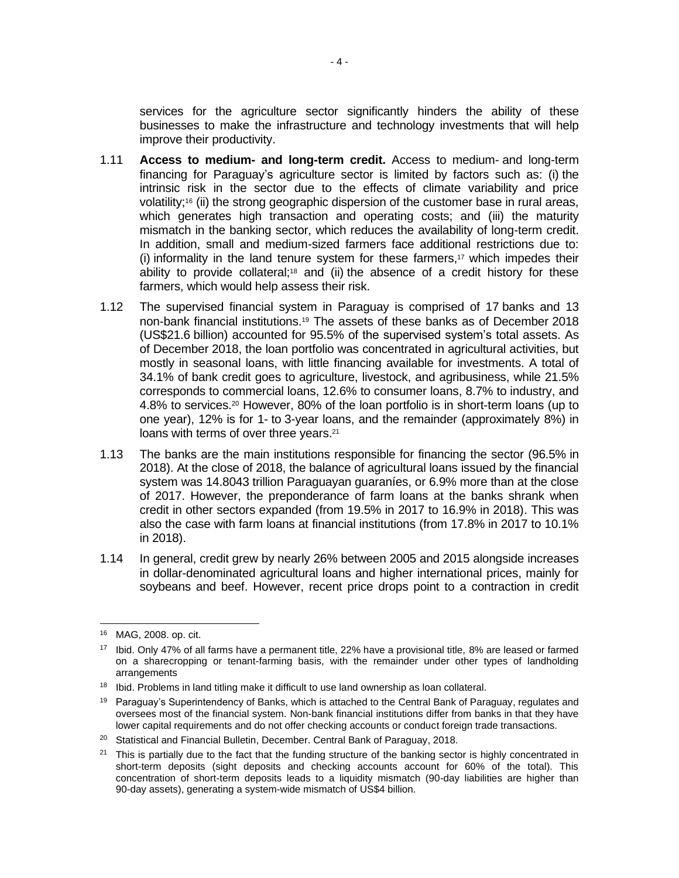services for the agriculture sector significantly hinders the ability of these businesses to make the infrastructure and technology investments that will help improve their productivity.

1.11 **Access to medium- and long-term credit.** Access to medium- and long-term financing for Paraguay's agriculture sector is limited by factors such as: (i) the intrinsic risk in the sector due to the effects of climate variability and price volatility;[16] (ii) the strong geographic dispersion of the customer base in rural areas, which generates high transaction and operating costs; and (iii) the maturity mismatch in the banking sector, which reduces the availability of long-term credit. In addition, small and medium-sized farmers face additional restrictions due to: (i) informality in the land tenure system for these farmers,[17] which impedes their ability to provide collateral;[18] and (ii) the absence of a credit history for these farmers, which would help assess their risk.

1.12 The supervised financial system in Paraguay is comprised of 17 banks and 13 non-bank financial institutions.[19] The assets of these banks as of December 2018 (US$21.6 billion) accounted for 95.5% of the supervised system's total assets. As of December 2018, the loan portfolio was concentrated in agricultural activities, but mostly in seasonal loans, with little financing available for investments. A total of 34.1% of bank credit goes to agriculture, livestock, and agribusiness, while 21.5% corresponds to commercial loans, 12.6% to consumer loans, 8.7% to industry, and 4.8% to services.[20] However, 80% of the loan portfolio is in short-term loans (up to one year), 12% is for 1- to 3-year loans, and the remainder (approximately 8%) in loans with terms of over three years.[21]

1.13 The banks are the main institutions responsible for financing the sector (96.5% in 2018). At the close of 2018, the balance of agricultural loans issued by the financial system was 14.8043 trillion Paraguayan guaraníes, or 6.9% more than at the close of 2017. However, the preponderance of farm loans at the banks shrank when credit in other sectors expanded (from 19.5% in 2017 to 16.9% in 2018). This was also the case with farm loans at financial institutions (from 17.8% in 2017 to 10.1% in 2018).

1.14 In general, credit grew by nearly 26% between 2005 and 2015 alongside increases in dollar-denominated agricultural loans and higher international prices, mainly for soybeans and beef. However, recent price drops point to a contraction in credit

---

[16] MAG, 2008. op. cit.

[17] Ibid. Only 47% of all farms have a permanent title, 22% have a provisional title, 8% are leased or farmed on a sharecropping or tenant-farming basis, with the remainder under other types of landholding arrangements

[18] Ibid. Problems in land titling make it difficult to use land ownership as loan collateral.

[19] Paraguay's Superintendency of Banks, which is attached to the Central Bank of Paraguay, regulates and oversees most of the financial system. Non-bank financial institutions differ from banks in that they have lower capital requirements and do not offer checking accounts or conduct foreign trade transactions.

[20] Statistical and Financial Bulletin, December. Central Bank of Paraguay, 2018.

[21] This is partially due to the fact that the funding structure of the banking sector is highly concentrated in short-term deposits (sight deposits and checking accounts account for 60% of the total). This concentration of short-term deposits leads to a liquidity mismatch (90-day liabilities are higher than 90-day assets), generating a system-wide mismatch of US$4 billion.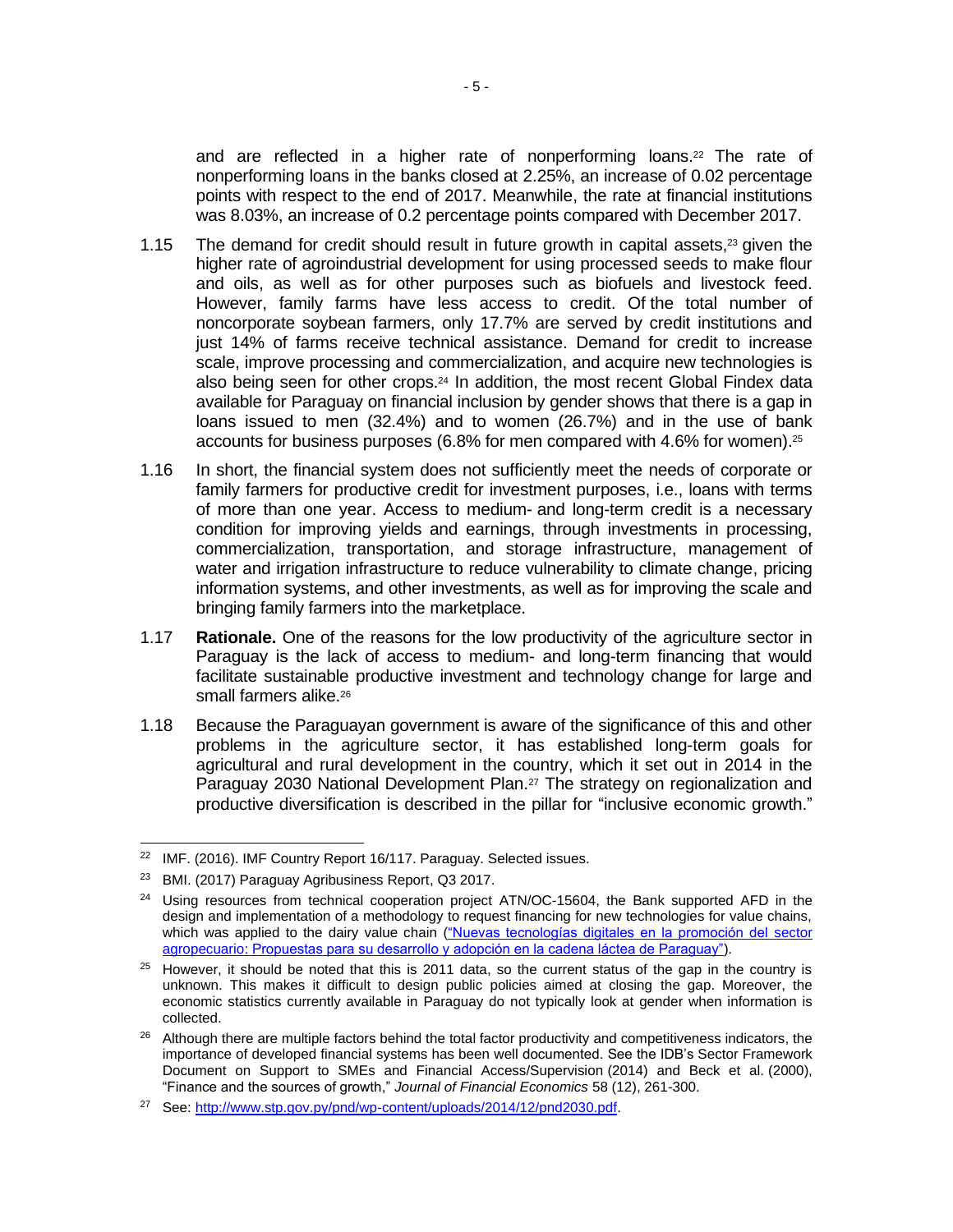and are reflected in a higher rate of nonperforming loans.[22] The rate of nonperforming loans in the banks closed at 2.25%, an increase of 0.02 percentage points with respect to the end of 2017. Meanwhile, the rate at financial institutions was 8.03%, an increase of 0.2 percentage points compared with December 2017.

1.15 The demand for credit should result in future growth in capital assets,[23] given the higher rate of agroindustrial development for using processed seeds to make flour and oils, as well as for other purposes such as biofuels and livestock feed. However, family farms have less access to credit. Of the total number of noncorporate soybean farmers, only 17.7% are served by credit institutions and just 14% of farms receive technical assistance. Demand for credit to increase scale, improve processing and commercialization, and acquire new technologies is also being seen for other crops.[24] In addition, the most recent Global Findex data available for Paraguay on financial inclusion by gender shows that there is a gap in loans issued to men (32.4%) and to women (26.7%) and in the use of bank accounts for business purposes (6.8% for men compared with 4.6% for women).[25]

1.16 In short, the financial system does not sufficiently meet the needs of corporate or family farmers for productive credit for investment purposes, i.e., loans with terms of more than one year. Access to medium- and long-term credit is a necessary condition for improving yields and earnings, through investments in processing, commercialization, transportation, and storage infrastructure, management of water and irrigation infrastructure to reduce vulnerability to climate change, pricing information systems, and other investments, as well as for improving the scale and bringing family farmers into the marketplace.

1.17 **Rationale.** One of the reasons for the low productivity of the agriculture sector in Paraguay is the lack of access to medium- and long-term financing that would facilitate sustainable productive investment and technology change for large and small farmers alike.[26]

1.18 Because the Paraguayan government is aware of the significance of this and other problems in the agriculture sector, it has established long-term goals for agricultural and rural development in the country, which it set out in 2014 in the Paraguay 2030 National Development Plan.[27] The strategy on regionalization and productive diversification is described in the pillar for "inclusive economic growth."

---

[22] IMF. (2016). IMF Country Report 16/117. Paraguay. Selected issues.

[23] BMI. (2017) Paraguay Agribusiness Report, Q3 2017.

[24] Using resources from technical cooperation project ATN/OC-15604, the Bank supported AFD in the design and implementation of a methodology to request financing for new technologies for value chains, which was applied to the dairy value chain ("Nuevas tecnologías digitales en la promoción del sector agropecuario: Propuestas para su desarrollo y adopción en la cadena láctea de Paraguay").

[25] However, it should be noted that this is 2011 data, so the current status of the gap in the country is unknown. This makes it difficult to design public policies aimed at closing the gap. Moreover, the economic statistics currently available in Paraguay do not typically look at gender when information is collected.

[26] Although there are multiple factors behind the total factor productivity and competitiveness indicators, the importance of developed financial systems has been well documented. See the IDB's Sector Framework Document on Support to SMEs and Financial Access/Supervision (2014) and Beck et al. (2000), "Finance and the sources of growth," *Journal of Financial Economics* 58 (12), 261-300.

[27] See: http://www.stp.gov.py/pnd/wp-content/uploads/2014/12/pnd2030.pdf.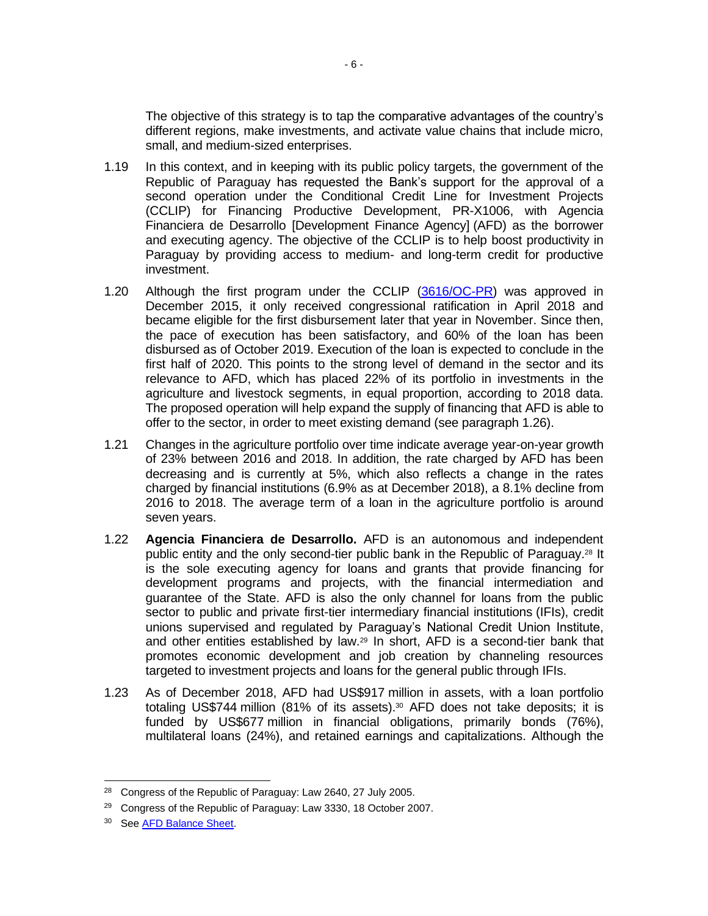The objective of this strategy is to tap the comparative advantages of the country's different regions, make investments, and activate value chains that include micro, small, and medium-sized enterprises.

1.19 In this context, and in keeping with its public policy targets, the government of the Republic of Paraguay has requested the Bank's support for the approval of a second operation under the Conditional Credit Line for Investment Projects (CCLIP) for Financing Productive Development, PR-X1006, with Agencia Financiera de Desarrollo [Development Finance Agency] (AFD) as the borrower and executing agency. The objective of the CCLIP is to help boost productivity in Paraguay by providing access to medium- and long-term credit for productive investment.

1.20 Although the first program under the CCLIP (3616/OC-PR) was approved in December 2015, it only received congressional ratification in April 2018 and became eligible for the first disbursement later that year in November. Since then, the pace of execution has been satisfactory, and 60% of the loan has been disbursed as of October 2019. Execution of the loan is expected to conclude in the first half of 2020. This points to the strong level of demand in the sector and its relevance to AFD, which has placed 22% of its portfolio in investments in the agriculture and livestock segments, in equal proportion, according to 2018 data. The proposed operation will help expand the supply of financing that AFD is able to offer to the sector, in order to meet existing demand (see paragraph 1.26).

1.21 Changes in the agriculture portfolio over time indicate average year-on-year growth of 23% between 2016 and 2018. In addition, the rate charged by AFD has been decreasing and is currently at 5%, which also reflects a change in the rates charged by financial institutions (6.9% as at December 2018), a 8.1% decline from 2016 to 2018. The average term of a loan in the agriculture portfolio is around seven years.

1.22 **Agencia Financiera de Desarrollo.** AFD is an autonomous and independent public entity and the only second-tier public bank in the Republic of Paraguay.[28] It is the sole executing agency for loans and grants that provide financing for development programs and projects, with the financial intermediation and guarantee of the State. AFD is also the only channel for loans from the public sector to public and private first-tier intermediary financial institutions (IFIs), credit unions supervised and regulated by Paraguay's National Credit Union Institute, and other entities established by law.[29] In short, AFD is a second-tier bank that promotes economic development and job creation by channeling resources targeted to investment projects and loans for the general public through IFIs.

1.23 As of December 2018, AFD had US$917 million in assets, with a loan portfolio totaling US$744 million (81% of its assets).[30] AFD does not take deposits; it is funded by US$677 million in financial obligations, primarily bonds (76%), multilateral loans (24%), and retained earnings and capitalizations. Although the

---

[28] Congress of the Republic of Paraguay: Law 2640, 27 July 2005.

[29] Congress of the Republic of Paraguay: Law 3330, 18 October 2007.

[30] See AFD Balance Sheet.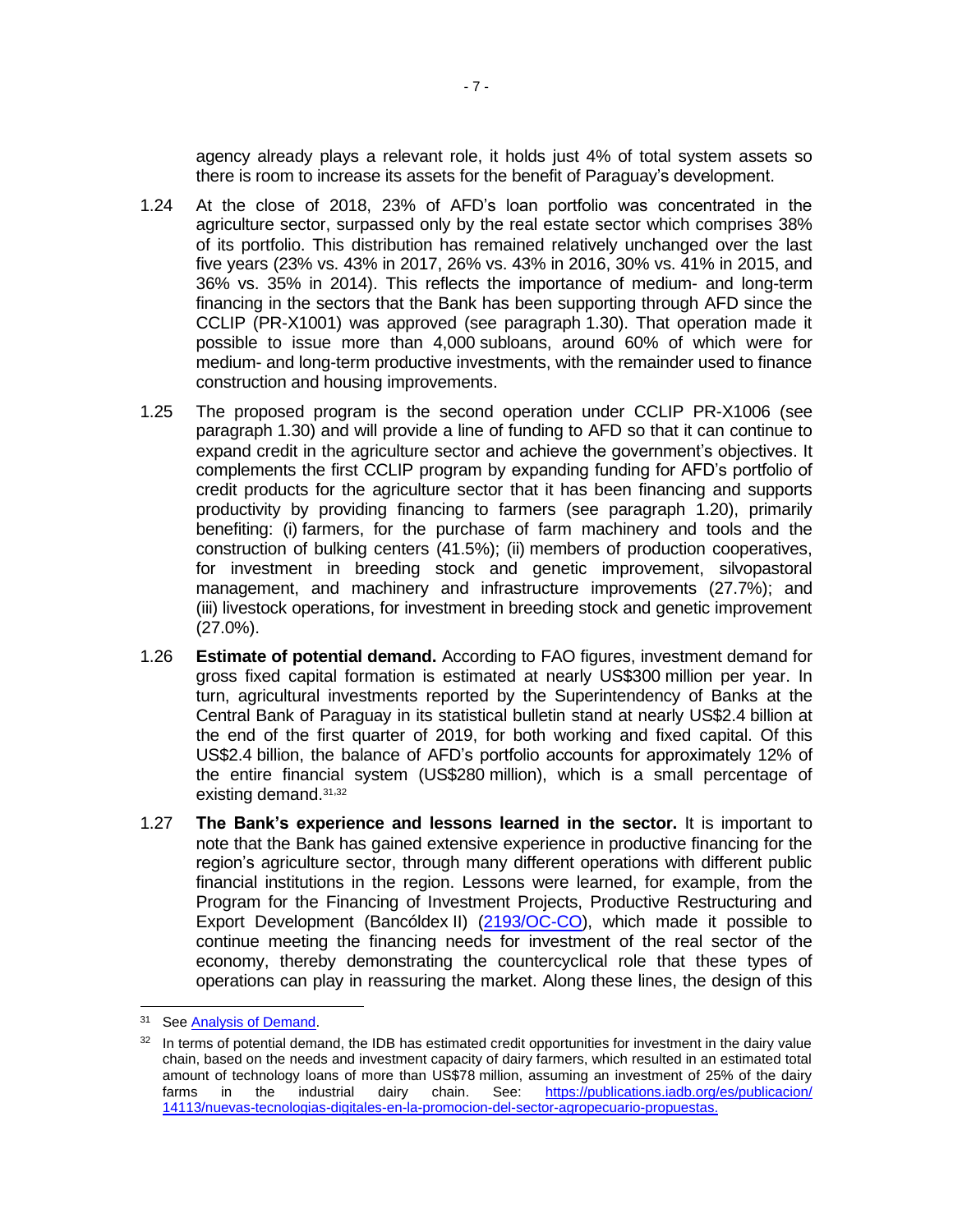agency already plays a relevant role, it holds just 4% of total system assets so there is room to increase its assets for the benefit of Paraguay's development.

1.24 At the close of 2018, 23% of AFD's loan portfolio was concentrated in the agriculture sector, surpassed only by the real estate sector which comprises 38% of its portfolio. This distribution has remained relatively unchanged over the last five years (23% vs. 43% in 2017, 26% vs. 43% in 2016, 30% vs. 41% in 2015, and 36% vs. 35% in 2014). This reflects the importance of medium- and long-term financing in the sectors that the Bank has been supporting through AFD since the CCLIP (PR-X1001) was approved (see paragraph 1.30). That operation made it possible to issue more than 4,000 subloans, around 60% of which were for medium- and long-term productive investments, with the remainder used to finance construction and housing improvements.

1.25 The proposed program is the second operation under CCLIP PR-X1006 (see paragraph 1.30) and will provide a line of funding to AFD so that it can continue to expand credit in the agriculture sector and achieve the government's objectives. It complements the first CCLIP program by expanding funding for AFD's portfolio of credit products for the agriculture sector that it has been financing and supports productivity by providing financing to farmers (see paragraph 1.20), primarily benefiting: (i) farmers, for the purchase of farm machinery and tools and the construction of bulking centers (41.5%); (ii) members of production cooperatives, for investment in breeding stock and genetic improvement, silvopastoral management, and machinery and infrastructure improvements (27.7%); and (iii) livestock operations, for investment in breeding stock and genetic improvement (27.0%).

1.26 **Estimate of potential demand.** According to FAO figures, investment demand for gross fixed capital formation is estimated at nearly US$300 million per year. In turn, agricultural investments reported by the Superintendency of Banks at the Central Bank of Paraguay in its statistical bulletin stand at nearly US$2.4 billion at the end of the first quarter of 2019, for both working and fixed capital. Of this US$2.4 billion, the balance of AFD's portfolio accounts for approximately 12% of the entire financial system (US$280 million), which is a small percentage of existing demand.[31,32]

1.27 **The Bank's experience and lessons learned in the sector.** It is important to note that the Bank has gained extensive experience in productive financing for the region's agriculture sector, through many different operations with different public financial institutions in the region. Lessons were learned, for example, from the Program for the Financing of Investment Projects, Productive Restructuring and Export Development (Bancóldex II) (2193/OC-CO), which made it possible to continue meeting the financing needs for investment of the real sector of the economy, thereby demonstrating the countercyclical role that these types of operations can play in reassuring the market. Along these lines, the design of this

---

[31] See Analysis of Demand.

[32] In terms of potential demand, the IDB has estimated credit opportunities for investment in the dairy value chain, based on the needs and investment capacity of dairy farmers, which resulted in an estimated total amount of technology loans of more than US$78 million, assuming an investment of 25% of the dairy farms in the industrial dairy chain. See: https://publications.iadb.org/es/publicacion/14113/nuevas-tecnologias-digitales-en-la-promocion-del-sector-agropecuario-propuestas.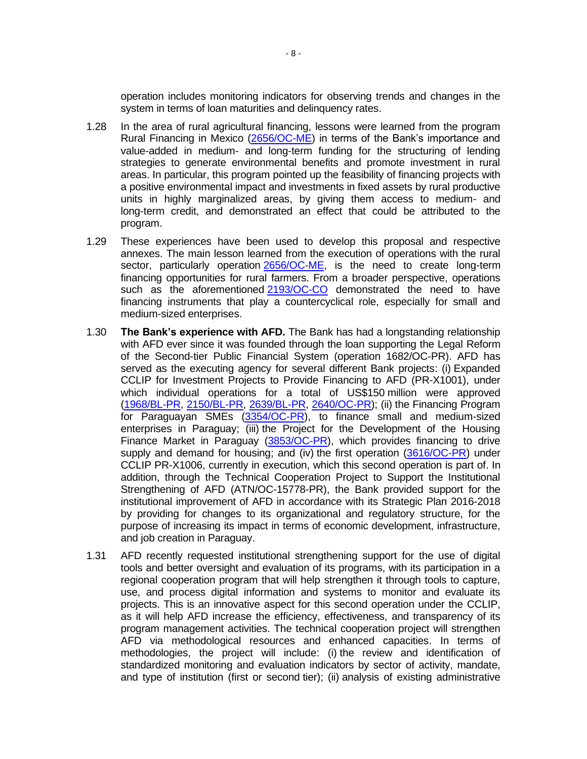operation includes monitoring indicators for observing trends and changes in the system in terms of loan maturities and delinquency rates.

1.28 In the area of rural agricultural financing, lessons were learned from the program Rural Financing in Mexico (2656/OC-ME) in terms of the Bank's importance and value-added in medium- and long-term funding for the structuring of lending strategies to generate environmental benefits and promote investment in rural areas. In particular, this program pointed up the feasibility of financing projects with a positive environmental impact and investments in fixed assets by rural productive units in highly marginalized areas, by giving them access to medium- and long-term credit, and demonstrated an effect that could be attributed to the program.

1.29 These experiences have been used to develop this proposal and respective annexes. The main lesson learned from the execution of operations with the rural sector, particularly operation 2656/OC-ME, is the need to create long-term financing opportunities for rural farmers. From a broader perspective, operations such as the aforementioned 2193/OC-CO demonstrated the need to have financing instruments that play a countercyclical role, especially for small and medium-sized enterprises.

1.30 **The Bank's experience with AFD.** The Bank has had a longstanding relationship with AFD ever since it was founded through the loan supporting the Legal Reform of the Second-tier Public Financial System (operation 1682/OC-PR). AFD has served as the executing agency for several different Bank projects: (i) Expanded CCLIP for Investment Projects to Provide Financing to AFD (PR-X1001), under which individual operations for a total of US$150 million were approved (1968/BL-PR, 2150/BL-PR, 2639/BL-PR, 2640/OC-PR); (ii) the Financing Program for Paraguayan SMEs (3354/OC-PR), to finance small and medium-sized enterprises in Paraguay; (iii) the Project for the Development of the Housing Finance Market in Paraguay (3853/OC-PR), which provides financing to drive supply and demand for housing; and (iv) the first operation (3616/OC-PR) under CCLIP PR-X1006, currently in execution, which this second operation is part of. In addition, through the Technical Cooperation Project to Support the Institutional Strengthening of AFD (ATN/OC-15778-PR), the Bank provided support for the institutional improvement of AFD in accordance with its Strategic Plan 2016-2018 by providing for changes to its organizational and regulatory structure, for the purpose of increasing its impact in terms of economic development, infrastructure, and job creation in Paraguay.

1.31 AFD recently requested institutional strengthening support for the use of digital tools and better oversight and evaluation of its programs, with its participation in a regional cooperation program that will help strengthen it through tools to capture, use, and process digital information and systems to monitor and evaluate its projects. This is an innovative aspect for this second operation under the CCLIP, as it will help AFD increase the efficiency, effectiveness, and transparency of its program management activities. The technical cooperation project will strengthen AFD via methodological resources and enhanced capacities. In terms of methodologies, the project will include: (i) the review and identification of standardized monitoring and evaluation indicators by sector of activity, mandate, and type of institution (first or second tier); (ii) analysis of existing administrative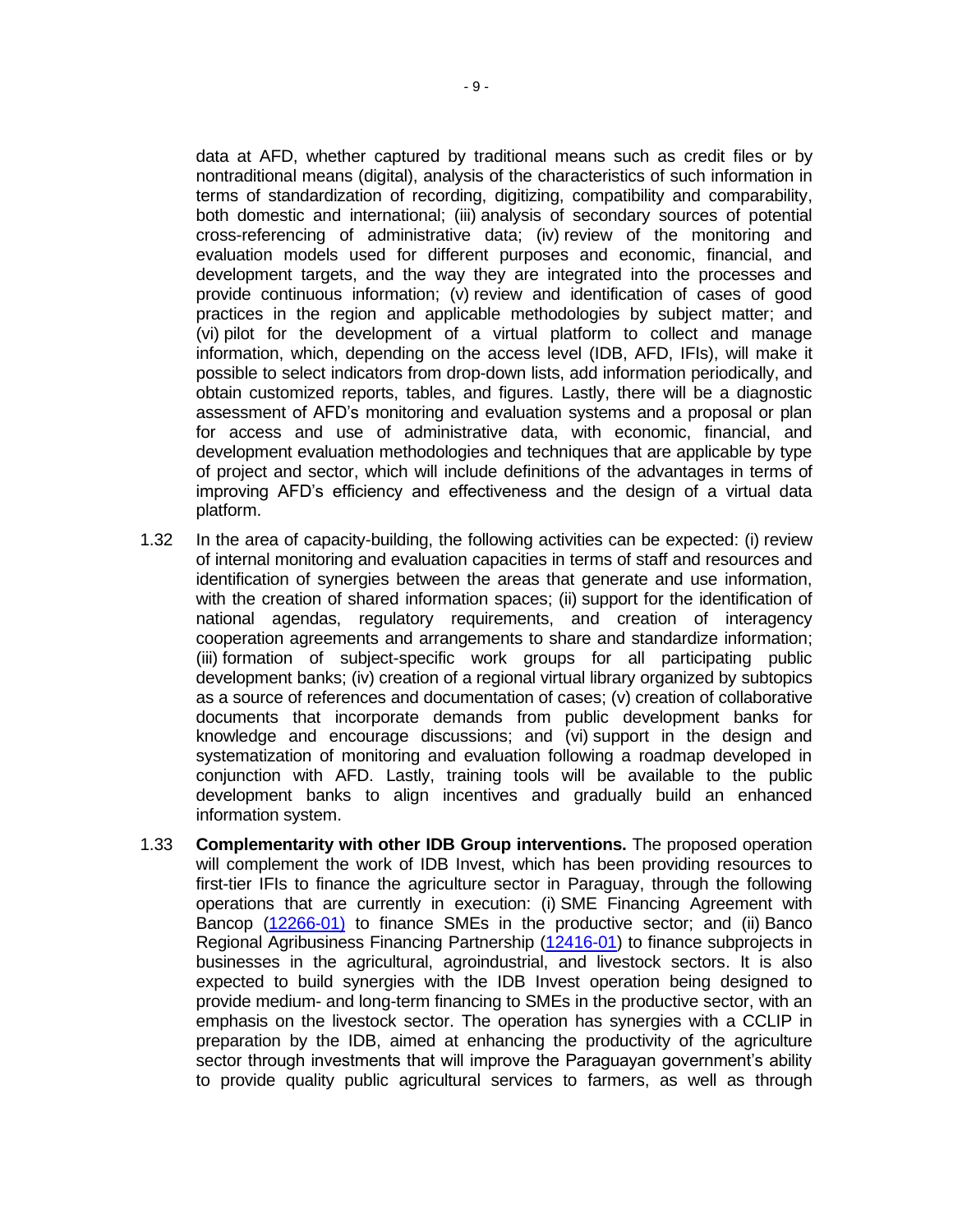data at AFD, whether captured by traditional means such as credit files or by nontraditional means (digital), analysis of the characteristics of such information in terms of standardization of recording, digitizing, compatibility and comparability, both domestic and international; (iii) analysis of secondary sources of potential cross-referencing of administrative data; (iv) review of the monitoring and evaluation models used for different purposes and economic, financial, and development targets, and the way they are integrated into the processes and provide continuous information; (v) review and identification of cases of good practices in the region and applicable methodologies by subject matter; and (vi) pilot for the development of a virtual platform to collect and manage information, which, depending on the access level (IDB, AFD, IFIs), will make it possible to select indicators from drop-down lists, add information periodically, and obtain customized reports, tables, and figures. Lastly, there will be a diagnostic assessment of AFD's monitoring and evaluation systems and a proposal or plan for access and use of administrative data, with economic, financial, and development evaluation methodologies and techniques that are applicable by type of project and sector, which will include definitions of the advantages in terms of improving AFD's efficiency and effectiveness and the design of a virtual data platform.

1.32 In the area of capacity-building, the following activities can be expected: (i) review of internal monitoring and evaluation capacities in terms of staff and resources and identification of synergies between the areas that generate and use information, with the creation of shared information spaces; (ii) support for the identification of national agendas, regulatory requirements, and creation of interagency cooperation agreements and arrangements to share and standardize information; (iii) formation of subject-specific work groups for all participating public development banks; (iv) creation of a regional virtual library organized by subtopics as a source of references and documentation of cases; (v) creation of collaborative documents that incorporate demands from public development banks for knowledge and encourage discussions; and (vi) support in the design and systematization of monitoring and evaluation following a roadmap developed in conjunction with AFD. Lastly, training tools will be available to the public development banks to align incentives and gradually build an enhanced information system.

1.33 **Complementarity with other IDB Group interventions.** The proposed operation will complement the work of IDB Invest, which has been providing resources to first-tier IFIs to finance the agriculture sector in Paraguay, through the following operations that are currently in execution: (i) SME Financing Agreement with Bancop (12266-01) to finance SMEs in the productive sector; and (ii) Banco Regional Agribusiness Financing Partnership (12416-01) to finance subprojects in businesses in the agricultural, agroindustrial, and livestock sectors. It is also expected to build synergies with the IDB Invest operation being designed to provide medium- and long-term financing to SMEs in the productive sector, with an emphasis on the livestock sector. The operation has synergies with a CCLIP in preparation by the IDB, aimed at enhancing the productivity of the agriculture sector through investments that will improve the Paraguayan government's ability to provide quality public agricultural services to farmers, as well as through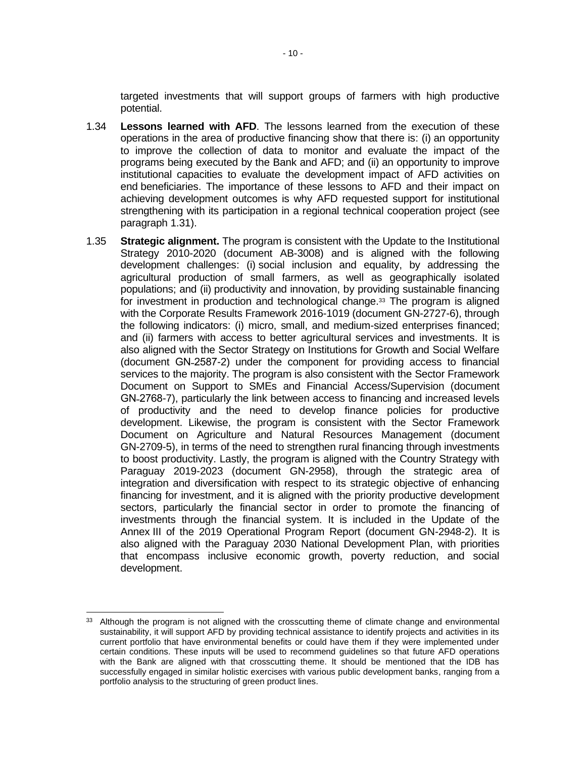targeted investments that will support groups of farmers with high productive potential.

1.34 **Lessons learned with AFD**. The lessons learned from the execution of these operations in the area of productive financing show that there is: (i) an opportunity to improve the collection of data to monitor and evaluate the impact of the programs being executed by the Bank and AFD; and (ii) an opportunity to improve institutional capacities to evaluate the development impact of AFD activities on end beneficiaries. The importance of these lessons to AFD and their impact on achieving development outcomes is why AFD requested support for institutional strengthening with its participation in a regional technical cooperation project (see paragraph 1.31).

1.35 **Strategic alignment.** The program is consistent with the Update to the Institutional Strategy 2010-2020 (document AB-3008) and is aligned with the following development challenges: (i) social inclusion and equality, by addressing the agricultural production of small farmers, as well as geographically isolated populations; and (ii) productivity and innovation, by providing sustainable financing for investment in production and technological change.[33] The program is aligned with the Corporate Results Framework 2016-1019 (document GN-2727-6), through the following indicators: (i) micro, small, and medium-sized enterprises financed; and (ii) farmers with access to better agricultural services and investments. It is also aligned with the Sector Strategy on Institutions for Growth and Social Welfare (document GN-2587-2) under the component for providing access to financial services to the majority. The program is also consistent with the Sector Framework Document on Support to SMEs and Financial Access/Supervision (document GN-2768-7), particularly the link between access to financing and increased levels of productivity and the need to develop finance policies for productive development. Likewise, the program is consistent with the Sector Framework Document on Agriculture and Natural Resources Management (document GN-2709-5), in terms of the need to strengthen rural financing through investments to boost productivity. Lastly, the program is aligned with the Country Strategy with Paraguay 2019-2023 (document GN-2958), through the strategic area of integration and diversification with respect to its strategic objective of enhancing financing for investment, and it is aligned with the priority productive development sectors, particularly the financial sector in order to promote the financing of investments through the financial system. It is included in the Update of the Annex III of the 2019 Operational Program Report (document GN-2948-2). It is also aligned with the Paraguay 2030 National Development Plan, with priorities that encompass inclusive economic growth, poverty reduction, and social development.

---

[33] Although the program is not aligned with the crosscutting theme of climate change and environmental sustainability, it will support AFD by providing technical assistance to identify projects and activities in its current portfolio that have environmental benefits or could have them if they were implemented under certain conditions. These inputs will be used to recommend guidelines so that future AFD operations with the Bank are aligned with that crosscutting theme. It should be mentioned that the IDB has successfully engaged in similar holistic exercises with various public development banks, ranging from a portfolio analysis to the structuring of green product lines.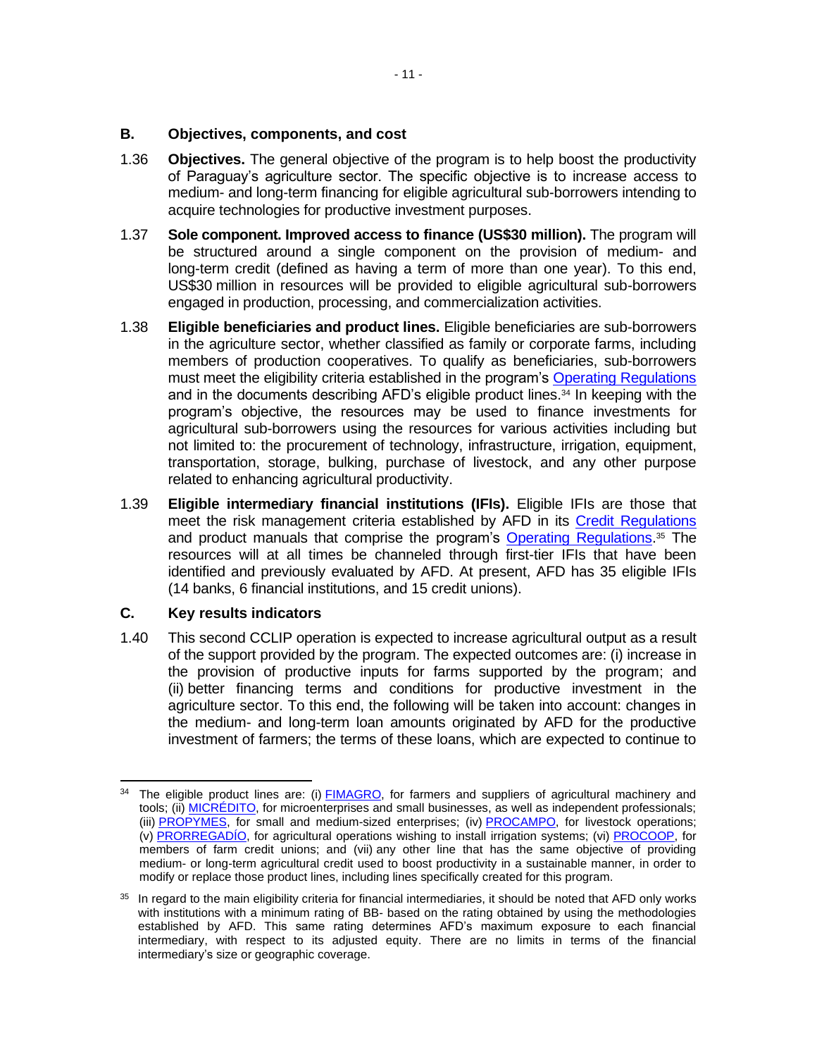## B. Objectives, components, and cost

1.36 **Objectives.** The general objective of the program is to help boost the productivity of Paraguay's agriculture sector. The specific objective is to increase access to medium- and long-term financing for eligible agricultural sub-borrowers intending to acquire technologies for productive investment purposes.

1.37 **Sole component. Improved access to finance (US$30 million).** The program will be structured around a single component on the provision of medium- and long-term credit (defined as having a term of more than one year). To this end, US$30 million in resources will be provided to eligible agricultural sub-borrowers engaged in production, processing, and commercialization activities.

1.38 **Eligible beneficiaries and product lines.** Eligible beneficiaries are sub-borrowers in the agriculture sector, whether classified as family or corporate farms, including members of production cooperatives. To qualify as beneficiaries, sub-borrowers must meet the eligibility criteria established in the program's Operating Regulations and in the documents describing AFD's eligible product lines.[34] In keeping with the program's objective, the resources may be used to finance investments for agricultural sub-borrowers using the resources for various activities including but not limited to: the procurement of technology, infrastructure, irrigation, equipment, transportation, storage, bulking, purchase of livestock, and any other purpose related to enhancing agricultural productivity.

1.39 **Eligible intermediary financial institutions (IFIs).** Eligible IFIs are those that meet the risk management criteria established by AFD in its Credit Regulations and product manuals that comprise the program's Operating Regulations.[35] The resources will at all times be channeled through first-tier IFIs that have been identified and previously evaluated by AFD. At present, AFD has 35 eligible IFIs (14 banks, 6 financial institutions, and 15 credit unions).

## C. Key results indicators

1.40 This second CCLIP operation is expected to increase agricultural output as a result of the support provided by the program. The expected outcomes are: (i) increase in the provision of productive inputs for farms supported by the program; and (ii) better financing terms and conditions for productive investment in the agriculture sector. To this end, the following will be taken into account: changes in the medium- and long-term loan amounts originated by AFD for the productive investment of farmers; the terms of these loans, which are expected to continue to

---

[34] The eligible product lines are: (i) FIMAGRO, for farmers and suppliers of agricultural machinery and tools; (ii) MICRÉDITO, for microenterprises and small businesses, as well as independent professionals; (iii) PROPYMES, for small and medium-sized enterprises; (iv) PROCAMPO, for livestock operations; (v) PRORREGADÍO, for agricultural operations wishing to install irrigation systems; (vi) PROCOOP, for members of farm credit unions; and (vii) any other line that has the same objective of providing medium- or long-term agricultural credit used to boost productivity in a sustainable manner, in order to modify or replace those product lines, including lines specifically created for this program.

[35] In regard to the main eligibility criteria for financial intermediaries, it should be noted that AFD only works with institutions with a minimum rating of BB- based on the rating obtained by using the methodologies established by AFD. This same rating determines AFD's maximum exposure to each financial intermediary, with respect to its adjusted equity. There are no limits in terms of the financial intermediary's size or geographic coverage.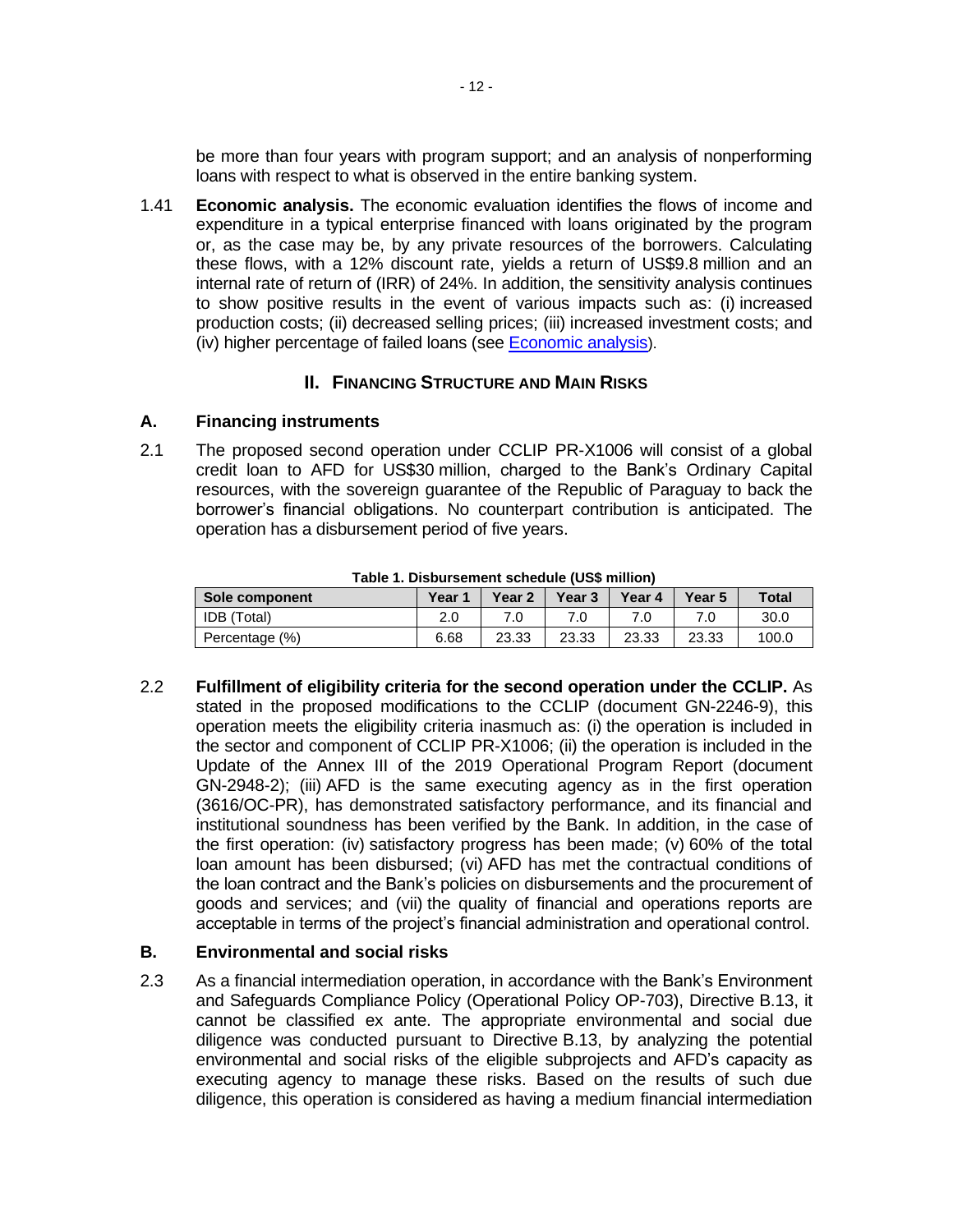be more than four years with program support; and an analysis of nonperforming loans with respect to what is observed in the entire banking system.

1.41 **Economic analysis.** The economic evaluation identifies the flows of income and expenditure in a typical enterprise financed with loans originated by the program or, as the case may be, by any private resources of the borrowers. Calculating these flows, with a 12% discount rate, yields a return of US$9.8 million and an internal rate of return of (IRR) of 24%. In addition, the sensitivity analysis continues to show positive results in the event of various impacts such as: (i) increased production costs; (ii) decreased selling prices; (iii) increased investment costs; and (iv) higher percentage of failed loans (see [Economic analysis](#)).

## II. Financing Structure and Main Risks

### A. Financing instruments

2.1 The proposed second operation under CCLIP PR-X1006 will consist of a global credit loan to AFD for US$30 million, charged to the Bank's Ordinary Capital resources, with the sovereign guarantee of the Republic of Paraguay to back the borrower's financial obligations. No counterpart contribution is anticipated. The operation has a disbursement period of five years.

**Table 1. Disbursement schedule (US$ million)**

| Sole component | Year 1 | Year 2 | Year 3 | Year 4 | Year 5 | Total |
|---|---|---|---|---|---|---|
| IDB (Total) | 2.0 | 7.0 | 7.0 | 7.0 | 7.0 | 30.0 |
| Percentage (%) | 6.68 | 23.33 | 23.33 | 23.33 | 23.33 | 100.0 |

2.2 **Fulfillment of eligibility criteria for the second operation under the CCLIP.** As stated in the proposed modifications to the CCLIP (document GN-2246-9), this operation meets the eligibility criteria inasmuch as: (i) the operation is included in the sector and component of CCLIP PR-X1006; (ii) the operation is included in the Update of the Annex III of the 2019 Operational Program Report (document GN-2948-2); (iii) AFD is the same executing agency as in the first operation (3616/OC-PR), has demonstrated satisfactory performance, and its financial and institutional soundness has been verified by the Bank. In addition, in the case of the first operation: (iv) satisfactory progress has been made; (v) 60% of the total loan amount has been disbursed; (vi) AFD has met the contractual conditions of the loan contract and the Bank's policies on disbursements and the procurement of goods and services; and (vii) the quality of financial and operations reports are acceptable in terms of the project's financial administration and operational control.

### B. Environmental and social risks

2.3 As a financial intermediation operation, in accordance with the Bank's Environment and Safeguards Compliance Policy (Operational Policy OP-703), Directive B.13, it cannot be classified ex ante. The appropriate environmental and social due diligence was conducted pursuant to Directive B.13, by analyzing the potential environmental and social risks of the eligible subprojects and AFD's capacity as executing agency to manage these risks. Based on the results of such due diligence, this operation is considered as having a medium financial intermediation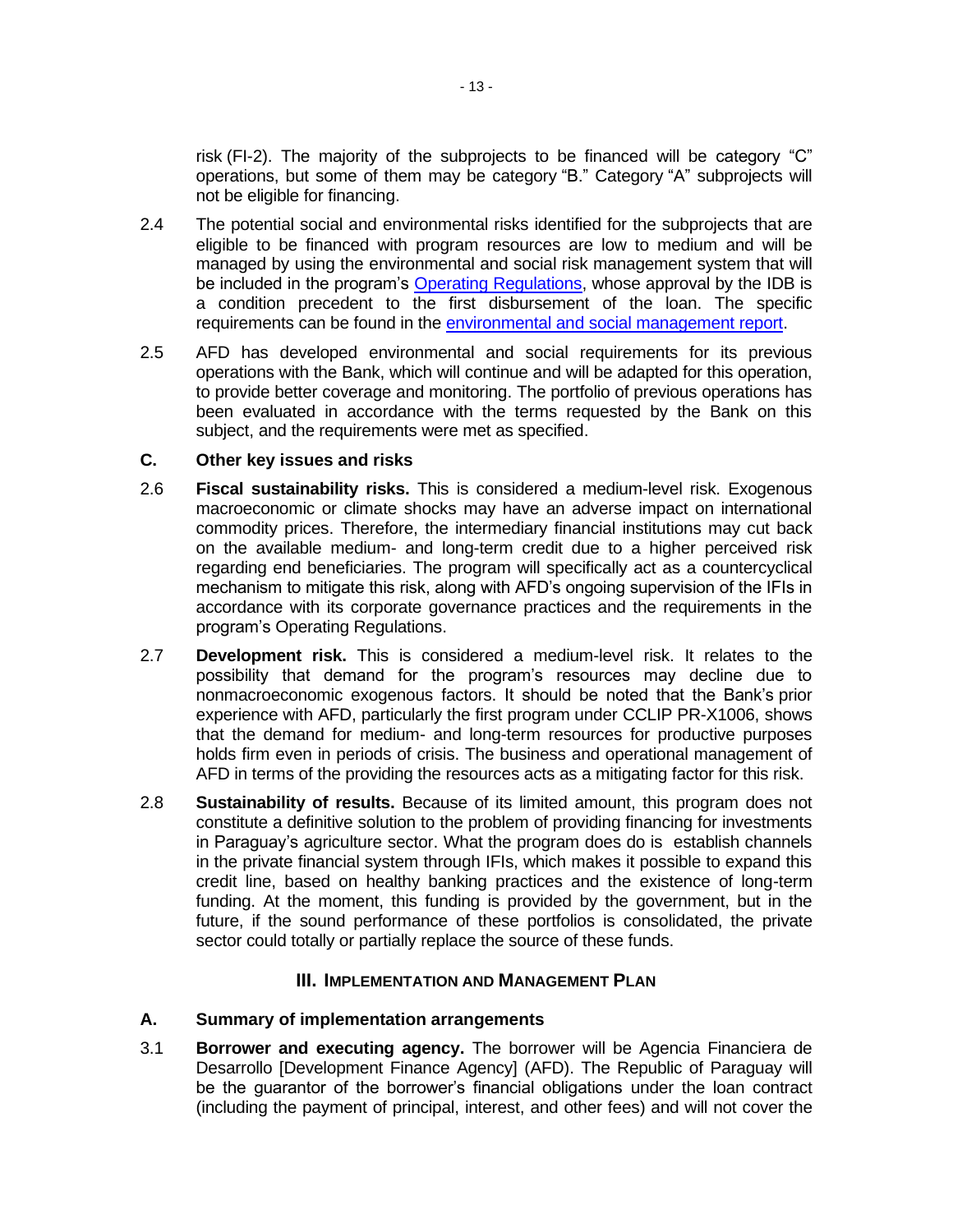risk (FI-2). The majority of the subprojects to be financed will be category "C" operations, but some of them may be category "B." Category "A" subprojects will not be eligible for financing.

2.4 The potential social and environmental risks identified for the subprojects that are eligible to be financed with program resources are low to medium and will be managed by using the environmental and social risk management system that will be included in the program's Operating Regulations, whose approval by the IDB is a condition precedent to the first disbursement of the loan. The specific requirements can be found in the environmental and social management report.

2.5 AFD has developed environmental and social requirements for its previous operations with the Bank, which will continue and will be adapted for this operation, to provide better coverage and monitoring. The portfolio of previous operations has been evaluated in accordance with the terms requested by the Bank on this subject, and the requirements were met as specified.

### C. Other key issues and risks

2.6 **Fiscal sustainability risks.** This is considered a medium-level risk. Exogenous macroeconomic or climate shocks may have an adverse impact on international commodity prices. Therefore, the intermediary financial institutions may cut back on the available medium- and long-term credit due to a higher perceived risk regarding end beneficiaries. The program will specifically act as a countercyclical mechanism to mitigate this risk, along with AFD's ongoing supervision of the IFIs in accordance with its corporate governance practices and the requirements in the program's Operating Regulations.

2.7 **Development risk.** This is considered a medium-level risk. It relates to the possibility that demand for the program's resources may decline due to nonmacroeconomic exogenous factors. It should be noted that the Bank's prior experience with AFD, particularly the first program under CCLIP PR-X1006, shows that the demand for medium- and long-term resources for productive purposes holds firm even in periods of crisis. The business and operational management of AFD in terms of the providing the resources acts as a mitigating factor for this risk.

2.8 **Sustainability of results.** Because of its limited amount, this program does not constitute a definitive solution to the problem of providing financing for investments in Paraguay's agriculture sector. What the program does do is establish channels in the private financial system through IFIs, which makes it possible to expand this credit line, based on healthy banking practices and the existence of long-term funding. At the moment, this funding is provided by the government, but in the future, if the sound performance of these portfolios is consolidated, the private sector could totally or partially replace the source of these funds.

## III. Implementation and Management Plan

### A. Summary of implementation arrangements

3.1 **Borrower and executing agency.** The borrower will be Agencia Financiera de Desarrollo [Development Finance Agency] (AFD). The Republic of Paraguay will be the guarantor of the borrower's financial obligations under the loan contract (including the payment of principal, interest, and other fees) and will not cover the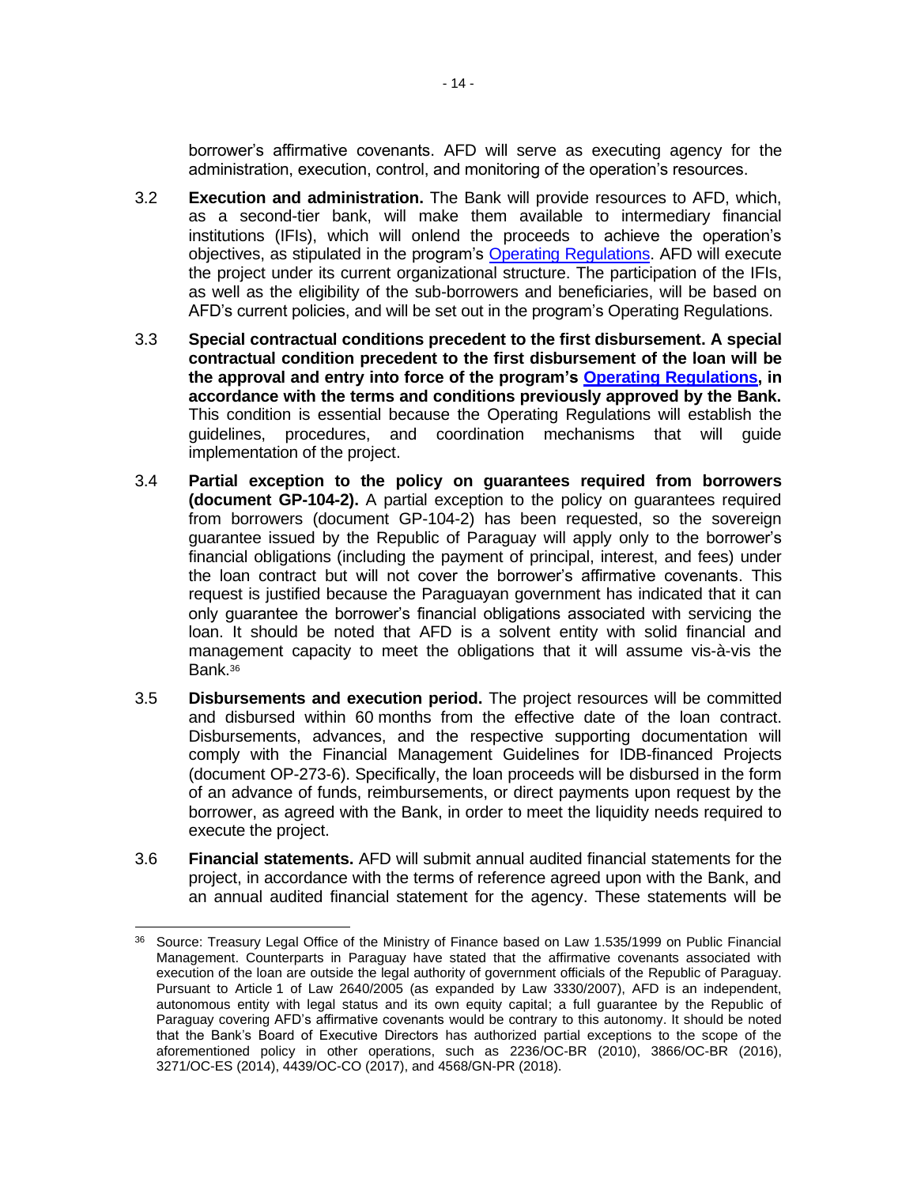borrower's affirmative covenants. AFD will serve as executing agency for the administration, execution, control, and monitoring of the operation's resources.

3.2 **Execution and administration.** The Bank will provide resources to AFD, which, as a second-tier bank, will make them available to intermediary financial institutions (IFIs), which will onlend the proceeds to achieve the operation's objectives, as stipulated in the program's Operating Regulations. AFD will execute the project under its current organizational structure. The participation of the IFIs, as well as the eligibility of the sub-borrowers and beneficiaries, will be based on AFD's current policies, and will be set out in the program's Operating Regulations.

3.3 **Special contractual conditions precedent to the first disbursement. A special contractual condition precedent to the first disbursement of the loan will be the approval and entry into force of the program's Operating Regulations, in accordance with the terms and conditions previously approved by the Bank.** This condition is essential because the Operating Regulations will establish the guidelines, procedures, and coordination mechanisms that will guide implementation of the project.

3.4 **Partial exception to the policy on guarantees required from borrowers (document GP-104-2).** A partial exception to the policy on guarantees required from borrowers (document GP-104-2) has been requested, so the sovereign guarantee issued by the Republic of Paraguay will apply only to the borrower's financial obligations (including the payment of principal, interest, and fees) under the loan contract but will not cover the borrower's affirmative covenants. This request is justified because the Paraguayan government has indicated that it can only guarantee the borrower's financial obligations associated with servicing the loan. It should be noted that AFD is a solvent entity with solid financial and management capacity to meet the obligations that it will assume vis-à-vis the Bank.[36]

3.5 **Disbursements and execution period.** The project resources will be committed and disbursed within 60 months from the effective date of the loan contract. Disbursements, advances, and the respective supporting documentation will comply with the Financial Management Guidelines for IDB-financed Projects (document OP-273-6). Specifically, the loan proceeds will be disbursed in the form of an advance of funds, reimbursements, or direct payments upon request by the borrower, as agreed with the Bank, in order to meet the liquidity needs required to execute the project.

3.6 **Financial statements.** AFD will submit annual audited financial statements for the project, in accordance with the terms of reference agreed upon with the Bank, and an annual audited financial statement for the agency. These statements will be

---

[36] Source: Treasury Legal Office of the Ministry of Finance based on Law 1.535/1999 on Public Financial Management. Counterparts in Paraguay have stated that the affirmative covenants associated with execution of the loan are outside the legal authority of government officials of the Republic of Paraguay. Pursuant to Article 1 of Law 2640/2005 (as expanded by Law 3330/2007), AFD is an independent, autonomous entity with legal status and its own equity capital; a full guarantee by the Republic of Paraguay covering AFD's affirmative covenants would be contrary to this autonomy. It should be noted that the Bank's Board of Executive Directors has authorized partial exceptions to the scope of the aforementioned policy in other operations, such as 2236/OC-BR (2010), 3866/OC-BR (2016), 3271/OC-ES (2014), 4439/OC-CO (2017), and 4568/GN-PR (2018).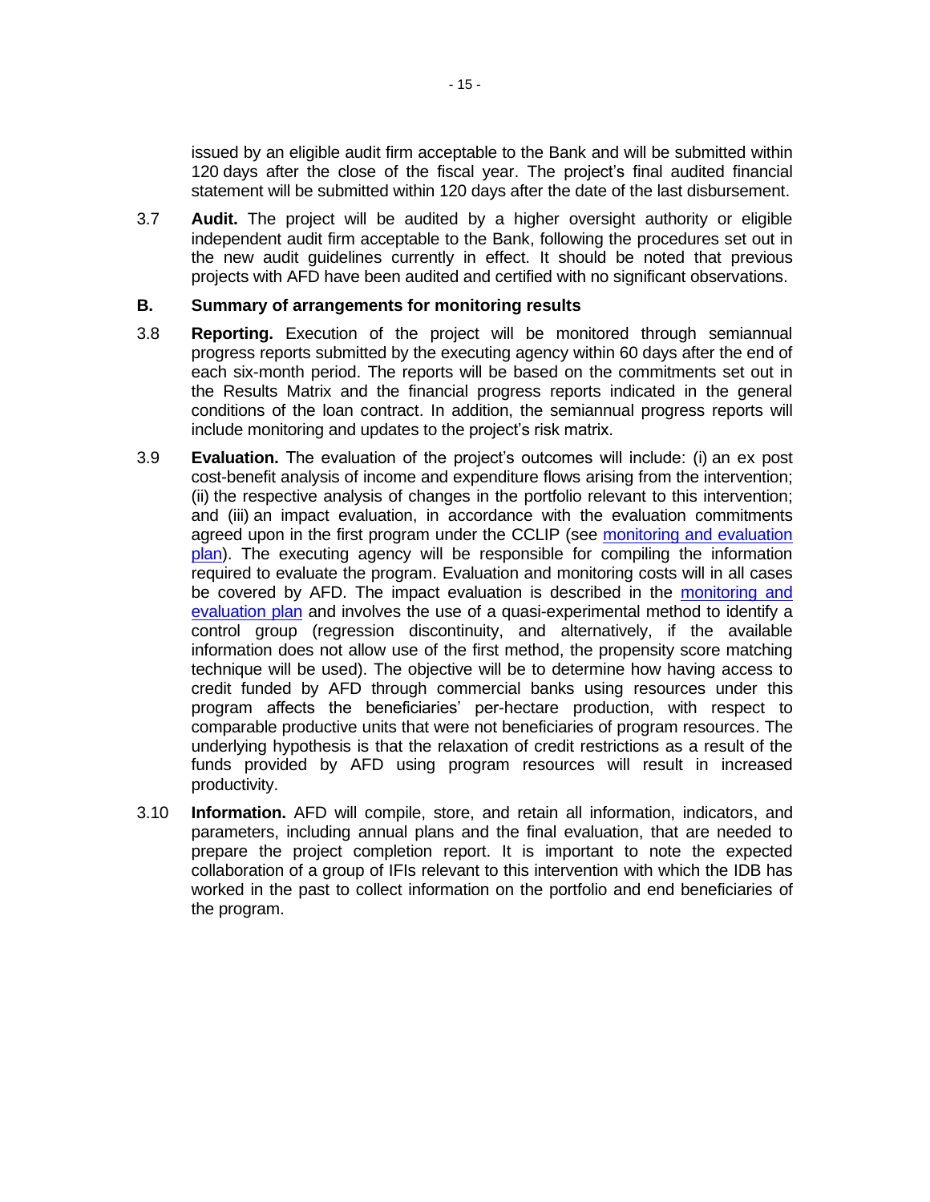issued by an eligible audit firm acceptable to the Bank and will be submitted within 120 days after the close of the fiscal year. The project's final audited financial statement will be submitted within 120 days after the date of the last disbursement.

3.7 **Audit.** The project will be audited by a higher oversight authority or eligible independent audit firm acceptable to the Bank, following the procedures set out in the new audit guidelines currently in effect. It should be noted that previous projects with AFD have been audited and certified with no significant observations.

## B. Summary of arrangements for monitoring results

3.8 **Reporting.** Execution of the project will be monitored through semiannual progress reports submitted by the executing agency within 60 days after the end of each six-month period. The reports will be based on the commitments set out in the Results Matrix and the financial progress reports indicated in the general conditions of the loan contract. In addition, the semiannual progress reports will include monitoring and updates to the project's risk matrix.

3.9 **Evaluation.** The evaluation of the project's outcomes will include: (i) an ex post cost-benefit analysis of income and expenditure flows arising from the intervention; (ii) the respective analysis of changes in the portfolio relevant to this intervention; and (iii) an impact evaluation, in accordance with the evaluation commitments agreed upon in the first program under the CCLIP (see monitoring and evaluation plan). The executing agency will be responsible for compiling the information required to evaluate the program. Evaluation and monitoring costs will in all cases be covered by AFD. The impact evaluation is described in the monitoring and evaluation plan and involves the use of a quasi-experimental method to identify a control group (regression discontinuity, and alternatively, if the available information does not allow use of the first method, the propensity score matching technique will be used). The objective will be to determine how having access to credit funded by AFD through commercial banks using resources under this program affects the beneficiaries' per-hectare production, with respect to comparable productive units that were not beneficiaries of program resources. The underlying hypothesis is that the relaxation of credit restrictions as a result of the funds provided by AFD using program resources will result in increased productivity.

3.10 **Information.** AFD will compile, store, and retain all information, indicators, and parameters, including annual plans and the final evaluation, that are needed to prepare the project completion report. It is important to note the expected collaboration of a group of IFIs relevant to this intervention with which the IDB has worked in the past to collect information on the portfolio and end beneficiaries of the program.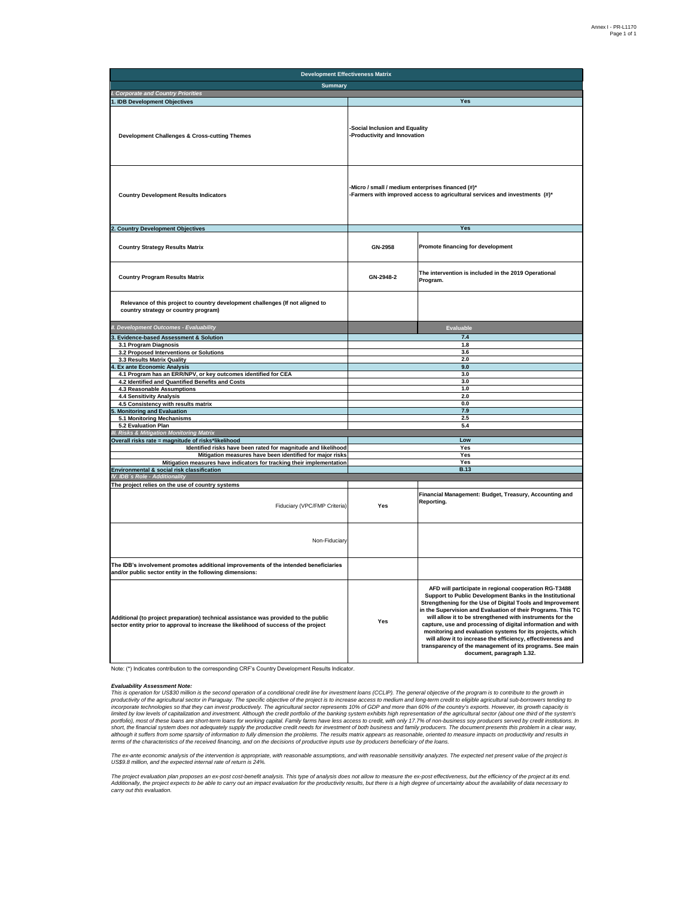| Development Effectiveness Matrix | | |
|---|---|---|
| **Summary** | | |
| *I. Corporate and Country Priorities* | | |
| **1. IDB Development Objectives** | **Yes** | |
| **Development Challenges & Cross-cutting Themes** | -Social Inclusion and Equality<br>-Productivity and Innovation | |
| **Country Development Results Indicators** | -Micro / small / medium enterprises financed (#)*<br>-Farmers with improved access to agricultural services and investments (#)* | |
| **2. Country Development Objectives** | **Yes** | |
| **Country Strategy Results Matrix** | GN-2958 | Promote financing for development |
| **Country Program Results Matrix** | GN-2948-2 | The intervention is included in the 2019 Operational Program. |
| **Relevance of this project to country development challenges (If not aligned to country strategy or country program)** | | |
| *II. Development Outcomes - Evaluability* | | **Evaluable** |
| **3. Evidence-based Assessment & Solution** | 7.4 | |
| 3.1 Program Diagnosis | 1.8 | |
| 3.2 Proposed Interventions or Solutions | 3.6 | |
| 3.3 Results Matrix Quality | 2.0 | |
| **4. Ex ante Economic Analysis** | 9.0 | |
| 4.1 Program has an ERR/NPV, or key outcomes identified for CEA | 3.0 | |
| 4.2 Identified and Quantified Benefits and Costs | 3.0 | |
| 4.3 Reasonable Assumptions | 1.0 | |
| 4.4 Sensitivity Analysis | 2.0 | |
| 4.5 Consistency with results matrix | 0.0 | |
| **5. Monitoring and Evaluation** | 7.9 | |
| 5.1 Monitoring Mechanisms | 2.5 | |
| 5.2 Evaluation Plan | 5.4 | |
| *III. Risks & Mitigation Monitoring Matrix* | | |
| **Overall risks rate = magnitude of risks\*likelihood** | Low | |
| Identified risks have been rated for magnitude and likelihood | Yes | |
| Mitigation measures have been identified for major risks | Yes | |
| Mitigation measures have indicators for tracking their implementation | Yes | |
| **Environmental & social risk classification** | B.13 | |
| *IV. IDB´s Role - Additionality* | | |
| **The project relies on the use of country systems** | | |
| Fiduciary (VPC/FMP Criteria) | Yes | Financial Management: Budget, Treasury, Accounting and Reporting. |
| Non-Fiduciary | | |
| **The IDB's involvement promotes additional improvements of the intended beneficiaries and/or public sector entity in the following dimensions:** | | |
| **Additional (to project preparation) technical assistance was provided to the public sector entity prior to approval to increase the likelihood of success of the project** | Yes | AFD will participate in regional cooperation RG-T3488 Support to Public Development Banks in the Institutional Strengthening for the Use of Digital Tools and Improvement in the Supervision and Evaluation of their Programs. This TC will allow it to be strengthened with instruments for the capture, use and processing of digital information and with monitoring and evaluation systems for its projects, which will allow it to increase the efficiency, effectiveness and transparency of the management of its programs. See main document, paragraph 1.32. |

Note: (*) Indicates contribution to the corresponding CRF's Country Development Results Indicator.

***Evaluability Assessment Note:***

*This is operation for US$30 million is the second operation of a conditional credit line for investment loans (CCLIP). The general objective of the program is to contribute to the growth in productivity of the agricultural sector in Paraguay. The specific objective of the project is to increase access to medium and long-term credit to eligible agricultural sub-borrowers tending to incorporate technologies so that they can invest productively. The agricultural sector represents 10% of GDP and more than 60% of the country's exports. However, its growth capacity is limited by low levels of capitalization and investment. Although the credit portfolio of the banking system exhibits high representation of the agricultural sector (about one third of the system's portfolio), most of these loans are short-term loans for working capital. Family farms have less access to credit, with only 17.7% of non-business soy producers served by credit institutions. In short, the financial system does not adequately supply the productive credit needs for investment of both business and family producers. The document presents this problem in a clear way, although it suffers from some sparsity of information to fully dimension the problems. The results matrix appears as reasonable, oriented to measure impacts on productivity and results in terms of the characteristics of the received financing, and on the decisions of productive inputs use by producers beneficiary of the loans.*

*The ex-ante economic analysis of the intervention is appropriate, with reasonable assumptions, and with reasonable sensitivity analyzes. The expected net present value of the project is US$9.8 million, and the expected internal rate of return is 24%.*

*The project evaluation plan proposes an ex-post cost-benefit analysis. This type of analysis does not allow to measure the ex-post effectiveness, but the efficiency of the project at its end. Additionally, the project expects to be able to carry out an impact evaluation for the productivity results, but there is a high degree of uncertainty about the availability of data necessary to carry out this evaluation.*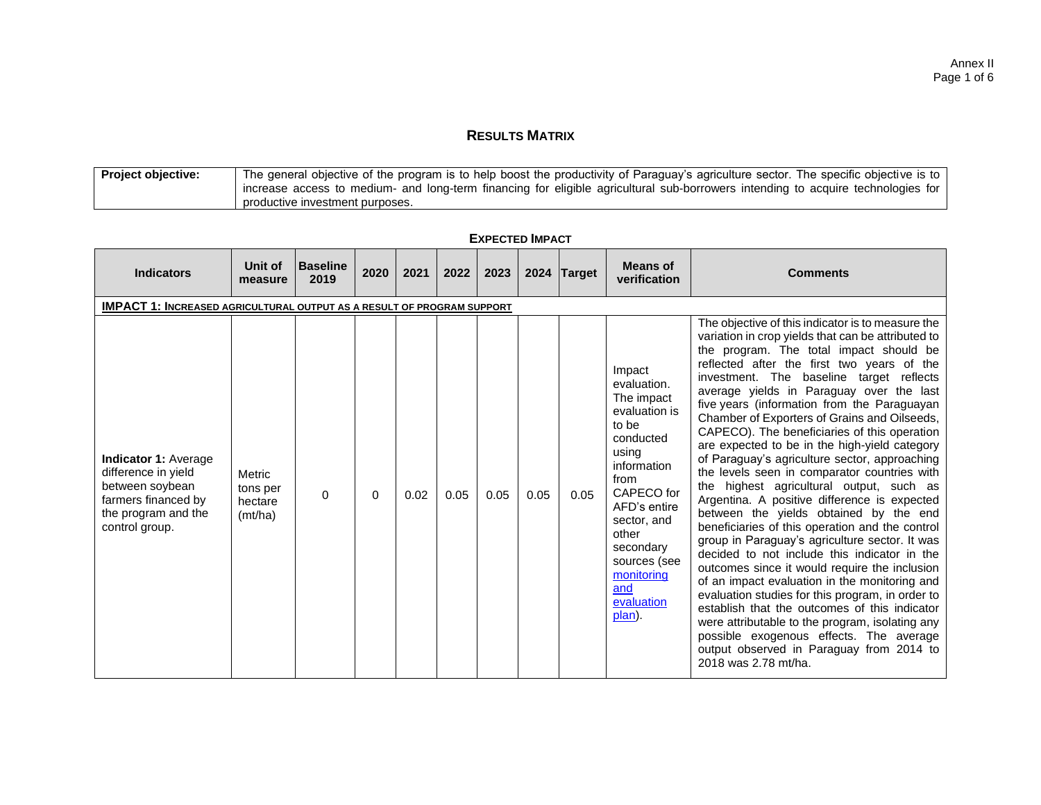## RESULTS MATRIX

| **Project objective:** | The general objective of the program is to help boost the productivity of Paraguay's agriculture sector. The specific objective is to increase access to medium- and long-term financing for eligible agricultural sub-borrowers intending to acquire technologies for productive investment purposes. |
|---|---|

### EXPECTED IMPACT

| Indicators | Unit of measure | Baseline 2019 | 2020 | 2021 | 2022 | 2023 | 2024 | Target | Means of verification | Comments |
|---|---|---|---|---|---|---|---|---|---|---|
| **IMPACT 1: INCREASED AGRICULTURAL OUTPUT AS A RESULT OF PROGRAM SUPPORT** | | | | | | | | | | |
| **Indicator 1:** Average difference in yield between soybean farmers financed by the program and the control group. | Metric tons per hectare (mt/ha) | 0 | 0 | 0.02 | 0.05 | 0.05 | 0.05 | 0.05 | Impact evaluation. The impact evaluation is to be conducted using information from CAPECO for AFD's entire sector, and other secondary sources (see monitoring and evaluation plan). | The objective of this indicator is to measure the variation in crop yields that can be attributed to the program. The total impact should be reflected after the first two years of the investment. The baseline target reflects average yields in Paraguay over the last five years (information from the Paraguayan Chamber of Exporters of Grains and Oilseeds, CAPECO). The beneficiaries of this operation are expected to be in the high-yield category of Paraguay's agriculture sector, approaching the levels seen in comparator countries with the highest agricultural output, such as Argentina. A positive difference is expected between the yields obtained by the end beneficiaries of this operation and the control group in Paraguay's agriculture sector. It was decided to not include this indicator in the outcomes since it would require the inclusion of an impact evaluation in the monitoring and evaluation studies for this program, in order to establish that the outcomes of this indicator were attributable to the program, isolating any possible exogenous effects. The average output observed in Paraguay from 2014 to 2018 was 2.78 mt/ha. |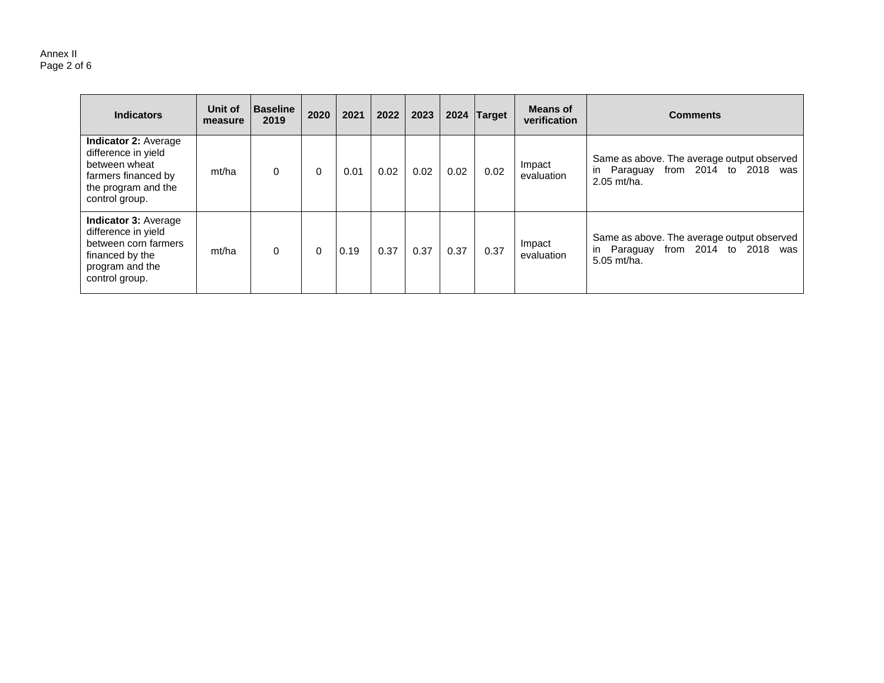| Indicators | Unit of measure | Baseline 2019 | 2020 | 2021 | 2022 | 2023 | 2024 | Target | Means of verification | Comments |
|---|---|---|---|---|---|---|---|---|---|---|
| **Indicator 2:** Average difference in yield between wheat farmers financed by the program and the control group. | mt/ha | 0 | 0 | 0.01 | 0.02 | 0.02 | 0.02 | 0.02 | Impact evaluation | Same as above. The average output observed in Paraguay from 2014 to 2018 was 2.05 mt/ha. |
| **Indicator 3:** Average difference in yield between corn farmers financed by the program and the control group. | mt/ha | 0 | 0 | 0.19 | 0.37 | 0.37 | 0.37 | 0.37 | Impact evaluation | Same as above. The average output observed in Paraguay from 2014 to 2018 was 5.05 mt/ha. |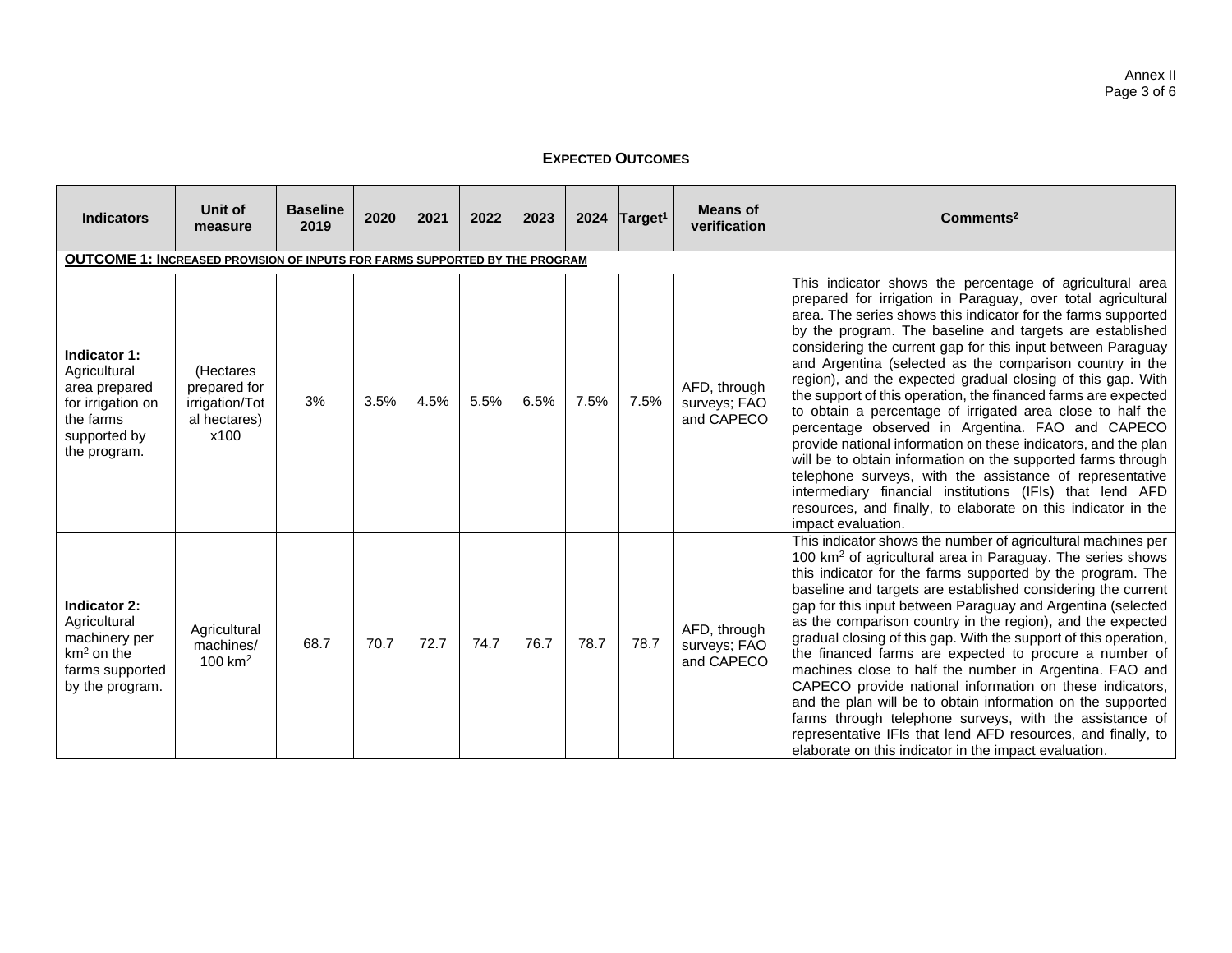## EXPECTED OUTCOMES

| Indicators | Unit of measure | Baseline 2019 | 2020 | 2021 | 2022 | 2023 | 2024 | Target[1] | Means of verification | Comments[2] |
|---|---|---|---|---|---|---|---|---|---|---|
| **OUTCOME 1: INCREASED PROVISION OF INPUTS FOR FARMS SUPPORTED BY THE PROGRAM** | | | | | | | | | | |
| **Indicator 1:** Agricultural area prepared for irrigation on the farms supported by the program. | (Hectares prepared for irrigation/Total hectares) x100 | 3% | 3.5% | 4.5% | 5.5% | 6.5% | 7.5% | 7.5% | AFD, through surveys; FAO and CAPECO | This indicator shows the percentage of agricultural area prepared for irrigation in Paraguay, over total agricultural area. The series shows this indicator for the farms supported by the program. The baseline and targets are established considering the current gap for this input between Paraguay and Argentina (selected as the comparison country in the region), and the expected gradual closing of this gap. With the support of this operation, the financed farms are expected to obtain a percentage of irrigated area close to half the percentage observed in Argentina. FAO and CAPECO provide national information on these indicators, and the plan will be to obtain information on the supported farms through telephone surveys, with the assistance of representative intermediary financial institutions (IFIs) that lend AFD resources, and finally, to elaborate on this indicator in the impact evaluation. |
| **Indicator 2:** Agricultural machinery per $km^2$ on the farms supported by the program. | Agricultural machines/ 100 $km^2$ | 68.7 | 70.7 | 72.7 | 74.7 | 76.7 | 78.7 | 78.7 | AFD, through surveys; FAO and CAPECO | This indicator shows the number of agricultural machines per 100 $km^2$ of agricultural area in Paraguay. The series shows this indicator for the farms supported by the program. The baseline and targets are established considering the current gap for this input between Paraguay and Argentina (selected as the comparison country in the region), and the expected gradual closing of this gap. With the support of this operation, the financed farms are expected to procure a number of machines close to half the number in Argentina. FAO and CAPECO provide national information on these indicators, and the plan will be to obtain information on the supported farms through telephone surveys, with the assistance of representative IFIs that lend AFD resources, and finally, to elaborate on this indicator in the impact evaluation. |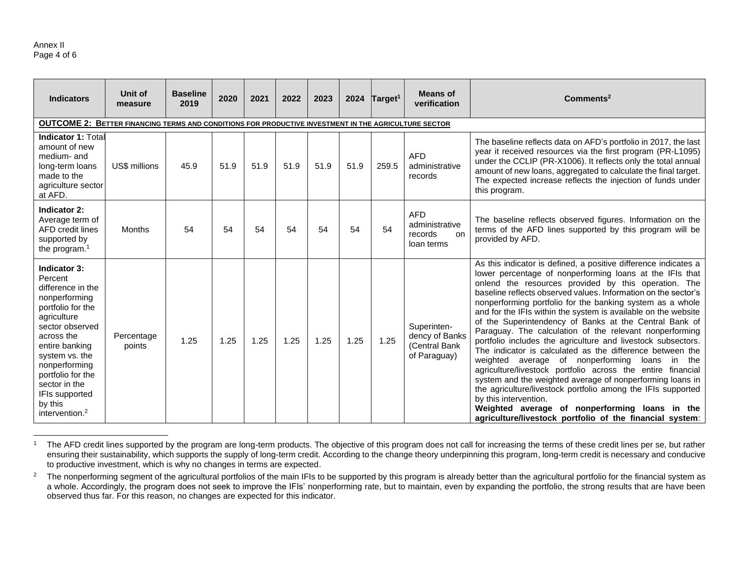| Indicators | Unit of measure | Baseline 2019 | 2020 | 2021 | 2022 | 2023 | 2024 | Target[1] | Means of verification | Comments[2] |
|---|---|---|---|---|---|---|---|---|---|---|
| **OUTCOME 2: BETTER FINANCING TERMS AND CONDITIONS FOR PRODUCTIVE INVESTMENT IN THE AGRICULTURE SECTOR** | | | | | | | | | | |
| **Indicator 1:** Total amount of new medium- and long-term loans made to the agriculture sector at AFD. | US$ millions | 45.9 | 51.9 | 51.9 | 51.9 | 51.9 | 51.9 | 259.5 | AFD administrative records | The baseline reflects data on AFD's portfolio in 2017, the last year it received resources via the first program (PR-L1095) under the CCLIP (PR-X1006). It reflects only the total annual amount of new loans, aggregated to calculate the final target. The expected increase reflects the injection of funds under this program. |
| **Indicator 2:** Average term of AFD credit lines supported by the program.[1] | Months | 54 | 54 | 54 | 54 | 54 | 54 | 54 | AFD administrative records on loan terms | The baseline reflects observed figures. Information on the terms of the AFD lines supported by this program will be provided by AFD. |
| **Indicator 3:** Percent difference in the nonperforming portfolio for the agriculture sector observed across the entire banking system vs. the nonperforming portfolio for the sector in the IFIs supported by this intervention.[2] | Percentage points | 1.25 | 1.25 | 1.25 | 1.25 | 1.25 | 1.25 | 1.25 | Superintendency of Banks (Central Bank of Paraguay) | As this indicator is defined, a positive difference indicates a lower percentage of nonperforming loans at the IFIs that onlend the resources provided by this operation. The baseline reflects observed values. Information on the sector's nonperforming portfolio for the banking system as a whole and for the IFIs within the system is available on the website of the Superintendency of Banks at the Central Bank of Paraguay. The calculation of the relevant nonperforming portfolio includes the agriculture and livestock subsectors. The indicator is calculated as the difference between the weighted average of nonperforming loans in the agriculture/livestock portfolio across the entire financial system and the weighted average of nonperforming loans in the agriculture/livestock portfolio among the IFIs supported by this intervention. **Weighted average of nonperforming loans in the agriculture/livestock portfolio of the financial system**: |

[1] The AFD credit lines supported by the program are long-term products. The objective of this program does not call for increasing the terms of these credit lines per se, but rather ensuring their sustainability, which supports the supply of long-term credit. According to the change theory underpinning this program, long-term credit is necessary and conducive to productive investment, which is why no changes in terms are expected.

[2] The nonperforming segment of the agricultural portfolios of the main IFIs to be supported by this program is already better than the agricultural portfolio for the financial system as a whole. Accordingly, the program does not seek to improve the IFIs' nonperforming rate, but to maintain, even by expanding the portfolio, the strong results that are have been observed thus far. For this reason, no changes are expected for this indicator.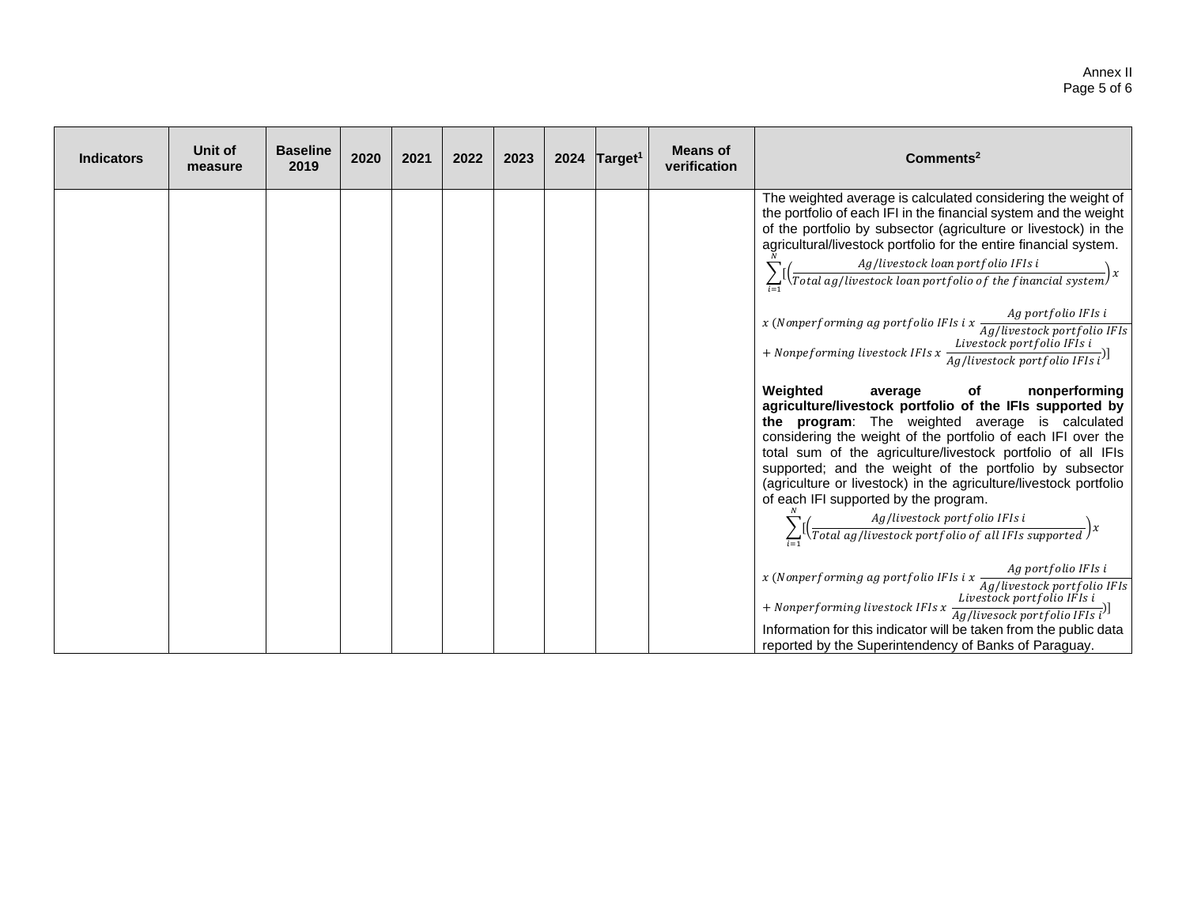| Indicators | Unit of measure | Baseline 2019 | 2020 | 2021 | 2022 | 2023 | 2024 | Target[1] | Means of verification | Comments[2] |
|---|---|---|---|---|---|---|---|---|---|---|
| | | | | | | | | | | The weighted average is calculated considering the weight of the portfolio of each IFI in the financial system and the weight of the portfolio by subsector (agriculture or livestock) in the agricultural/livestock portfolio for the entire financial system. $\sum_{i=1}^{N}[\left(\frac{Ag/livestock\ loan\ portfolio\ IFIs\ i}{Total\ ag/livestock\ loan\ portfolio\ of\ the\ financial\ system}\right) x$ $x\ (Nonperforming\ ag\ portfolio\ IFIs\ i\ x\ \frac{Ag\ portfolio\ IFIs\ i}{Ag/livestock\ portfolio\ IFIs}$ $+\ Nonpeforming\ livestock\ IFIs\ x\ \frac{Livestock\ portfolio\ IFIs\ i}{Ag/livestock\ portfolio\ IFIs\ i})]$ <br><br> **Weighted average of nonperforming agriculture/livestock portfolio of the IFIs supported by the program**: The weighted average is calculated considering the weight of the portfolio of each IFI over the total sum of the agriculture/livestock portfolio of all IFIs supported; and the weight of the portfolio by subsector (agriculture or livestock) in the agriculture/livestock portfolio of each IFI supported by the program. $\sum_{i=1}^{N}[\left(\frac{Ag/livestock\ portfolio\ IFIs\ i}{Total\ ag/livestock\ portfolio\ of\ all\ IFIs\ supported}\right) x$ $x\ (Nonperforming\ ag\ portfolio\ IFIs\ i\ x\ \frac{Ag\ portfolio\ IFIs\ i}{Ag/livestock\ portfolio\ IFIs}$ $+\ Nonperforming\ livestock\ IFIs\ x\ \frac{Livesock\ portfolio\ IFIs\ i}{Ag/livesock\ portfolio\ IFIs\ i})]$ <br> Information for this indicator will be taken from the public data reported by the Superintendency of Banks of Paraguay. |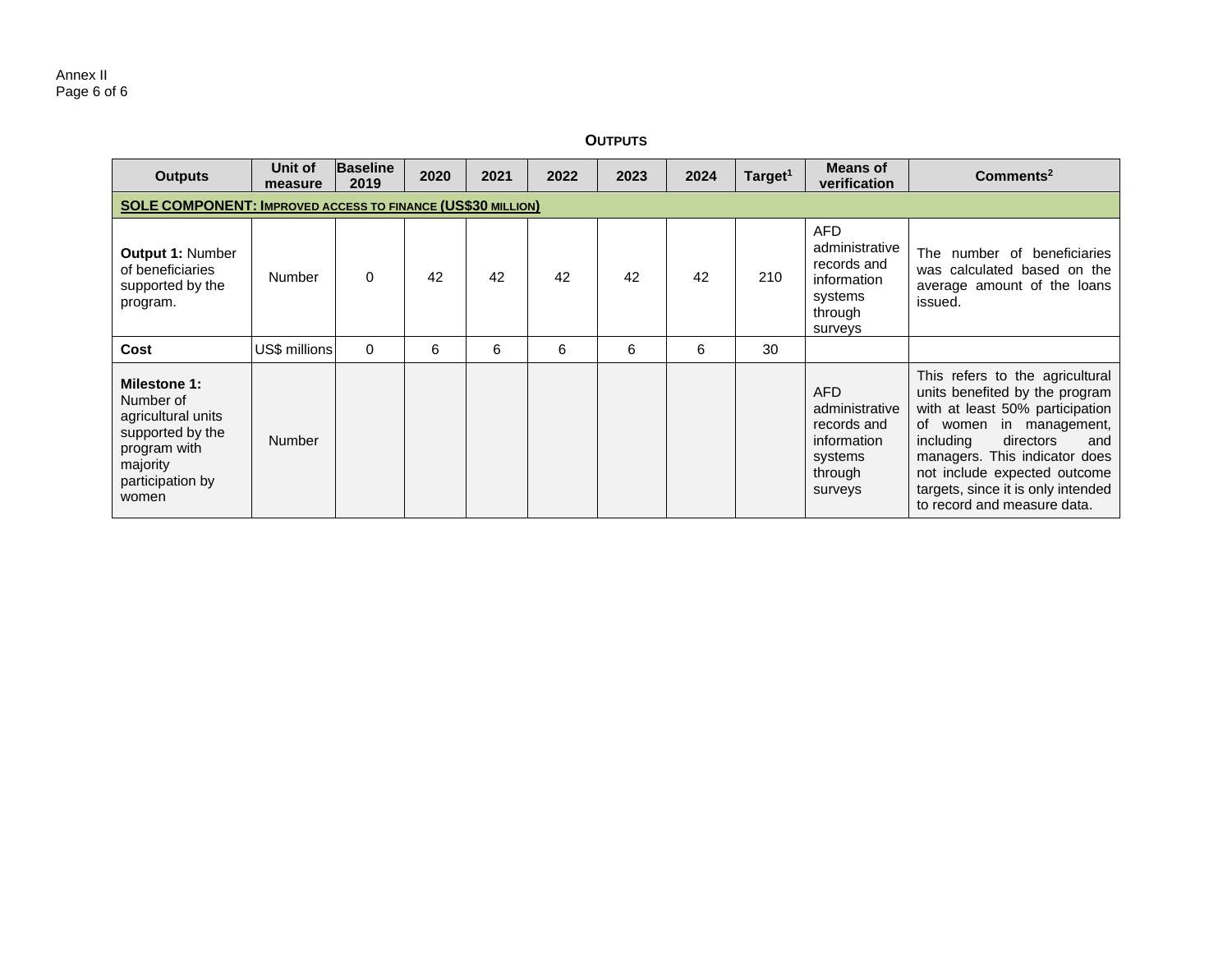## OUTPUTS

| Outputs | Unit of measure | Baseline 2019 | 2020 | 2021 | 2022 | 2023 | 2024 | Target[1] | Means of verification | Comments[2] |
|---|---|---|---|---|---|---|---|---|---|---|
| **SOLE COMPONENT: IMPROVED ACCESS TO FINANCE (US$30 MILLION)** | | | | | | | | | | |
| **Output 1:** Number of beneficiaries supported by the program. | Number | 0 | 42 | 42 | 42 | 42 | 42 | 210 | AFD administrative records and information systems through surveys | The number of beneficiaries was calculated based on the average amount of the loans issued. |
| **Cost** | US$ millions | 0 | 6 | 6 | 6 | 6 | 6 | 30 | | |
| **Milestone 1:** Number of agricultural units supported by the program with majority participation by women | Number | | | | | | | | AFD administrative records and information systems through surveys | This refers to the agricultural units benefited by the program with at least 50% participation of women in management, including directors and managers. This indicator does not include expected outcome targets, since it is only intended to record and measure data. |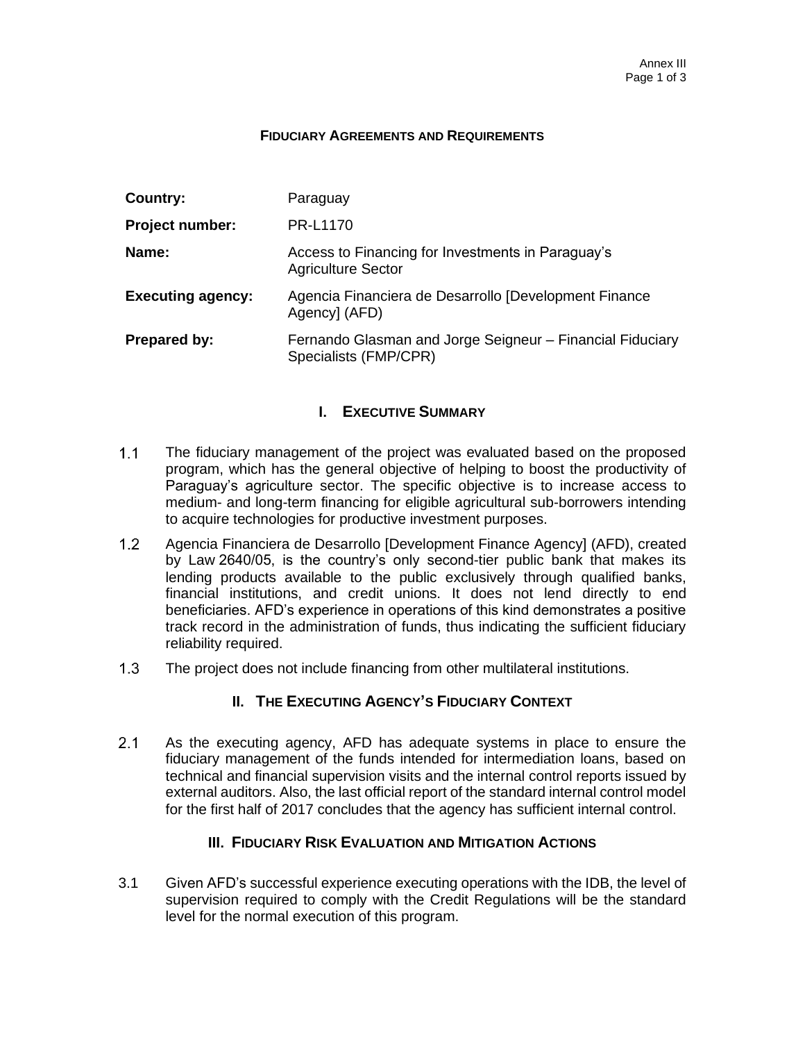# FIDUCIARY AGREEMENTS AND REQUIREMENTS

| | |
|---|---|
| **Country:** | Paraguay |
| **Project number:** | PR-L1170 |
| **Name:** | Access to Financing for Investments in Paraguay's Agriculture Sector |
| **Executing agency:** | Agencia Financiera de Desarrollo [Development Finance Agency] (AFD) |
| **Prepared by:** | Fernando Glasman and Jorge Seigneur – Financial Fiduciary Specialists (FMP/CPR) |

## I. EXECUTIVE SUMMARY

1.1 The fiduciary management of the project was evaluated based on the proposed program, which has the general objective of helping to boost the productivity of Paraguay's agriculture sector. The specific objective is to increase access to medium- and long-term financing for eligible agricultural sub-borrowers intending to acquire technologies for productive investment purposes.

1.2 Agencia Financiera de Desarrollo [Development Finance Agency] (AFD), created by Law 2640/05, is the country's only second-tier public bank that makes its lending products available to the public exclusively through qualified banks, financial institutions, and credit unions. It does not lend directly to end beneficiaries. AFD's experience in operations of this kind demonstrates a positive track record in the administration of funds, thus indicating the sufficient fiduciary reliability required.

1.3 The project does not include financing from other multilateral institutions.

## II. THE EXECUTING AGENCY'S FIDUCIARY CONTEXT

2.1 As the executing agency, AFD has adequate systems in place to ensure the fiduciary management of the funds intended for intermediation loans, based on technical and financial supervision visits and the internal control reports issued by external auditors. Also, the last official report of the standard internal control model for the first half of 2017 concludes that the agency has sufficient internal control.

## III. FIDUCIARY RISK EVALUATION AND MITIGATION ACTIONS

3.1 Given AFD's successful experience executing operations with the IDB, the level of supervision required to comply with the Credit Regulations will be the standard level for the normal execution of this program.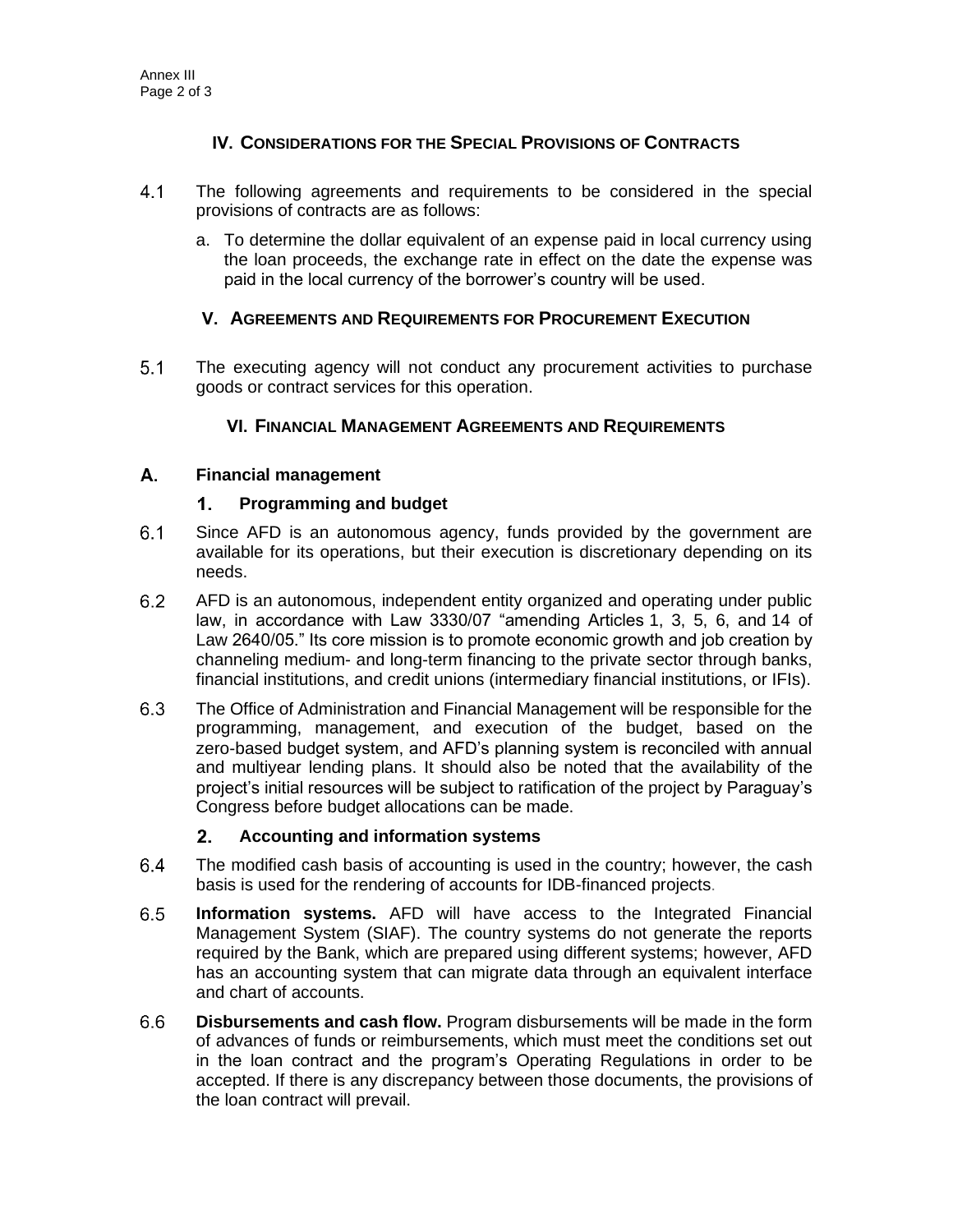## IV. CONSIDERATIONS FOR THE SPECIAL PROVISIONS OF CONTRACTS

4.1 The following agreements and requirements to be considered in the special provisions of contracts are as follows:

a. To determine the dollar equivalent of an expense paid in local currency using the loan proceeds, the exchange rate in effect on the date the expense was paid in the local currency of the borrower's country will be used.

## V. AGREEMENTS AND REQUIREMENTS FOR PROCUREMENT EXECUTION

5.1 The executing agency will not conduct any procurement activities to purchase goods or contract services for this operation.

## VI. FINANCIAL MANAGEMENT AGREEMENTS AND REQUIREMENTS

### A. Financial management

#### 1. Programming and budget

6.1 Since AFD is an autonomous agency, funds provided by the government are available for its operations, but their execution is discretionary depending on its needs.

6.2 AFD is an autonomous, independent entity organized and operating under public law, in accordance with Law 3330/07 "amending Articles 1, 3, 5, 6, and 14 of Law 2640/05." Its core mission is to promote economic growth and job creation by channeling medium- and long-term financing to the private sector through banks, financial institutions, and credit unions (intermediary financial institutions, or IFIs).

6.3 The Office of Administration and Financial Management will be responsible for the programming, management, and execution of the budget, based on the zero-based budget system, and AFD's planning system is reconciled with annual and multiyear lending plans. It should also be noted that the availability of the project's initial resources will be subject to ratification of the project by Paraguay's Congress before budget allocations can be made.

#### 2. Accounting and information systems

6.4 The modified cash basis of accounting is used in the country; however, the cash basis is used for the rendering of accounts for IDB-financed projects.

6.5 **Information systems.** AFD will have access to the Integrated Financial Management System (SIAF). The country systems do not generate the reports required by the Bank, which are prepared using different systems; however, AFD has an accounting system that can migrate data through an equivalent interface and chart of accounts.

6.6 **Disbursements and cash flow.** Program disbursements will be made in the form of advances of funds or reimbursements, which must meet the conditions set out in the loan contract and the program's Operating Regulations in order to be accepted. If there is any discrepancy between those documents, the provisions of the loan contract will prevail.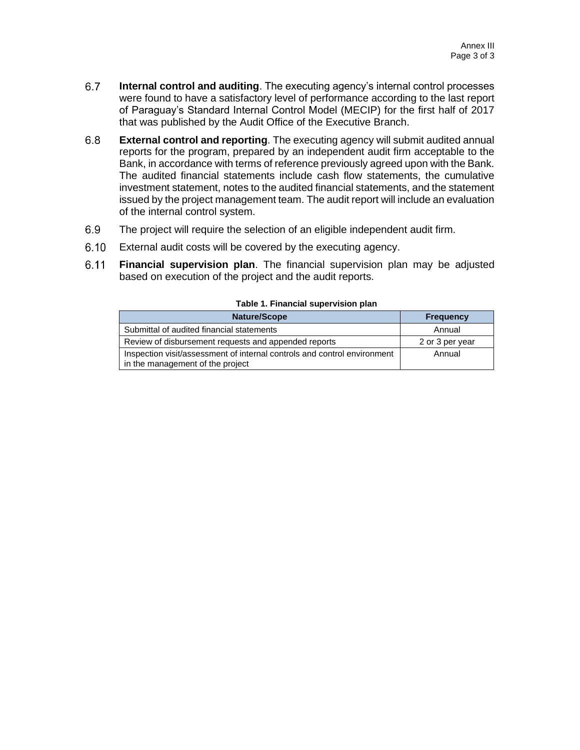6.7 **Internal control and auditing**. The executing agency's internal control processes were found to have a satisfactory level of performance according to the last report of Paraguay's Standard Internal Control Model (MECIP) for the first half of 2017 that was published by the Audit Office of the Executive Branch.

6.8 **External control and reporting**. The executing agency will submit audited annual reports for the program, prepared by an independent audit firm acceptable to the Bank, in accordance with terms of reference previously agreed upon with the Bank. The audited financial statements include cash flow statements, the cumulative investment statement, notes to the audited financial statements, and the statement issued by the project management team. The audit report will include an evaluation of the internal control system.

6.9 The project will require the selection of an eligible independent audit firm.

6.10 External audit costs will be covered by the executing agency.

6.11 **Financial supervision plan**. The financial supervision plan may be adjusted based on execution of the project and the audit reports.

**Table 1. Financial supervision plan**

| Nature/Scope | Frequency |
|---|---|
| Submittal of audited financial statements | Annual |
| Review of disbursement requests and appended reports | 2 or 3 per year |
| Inspection visit/assessment of internal controls and control environment in the management of the project | Annual |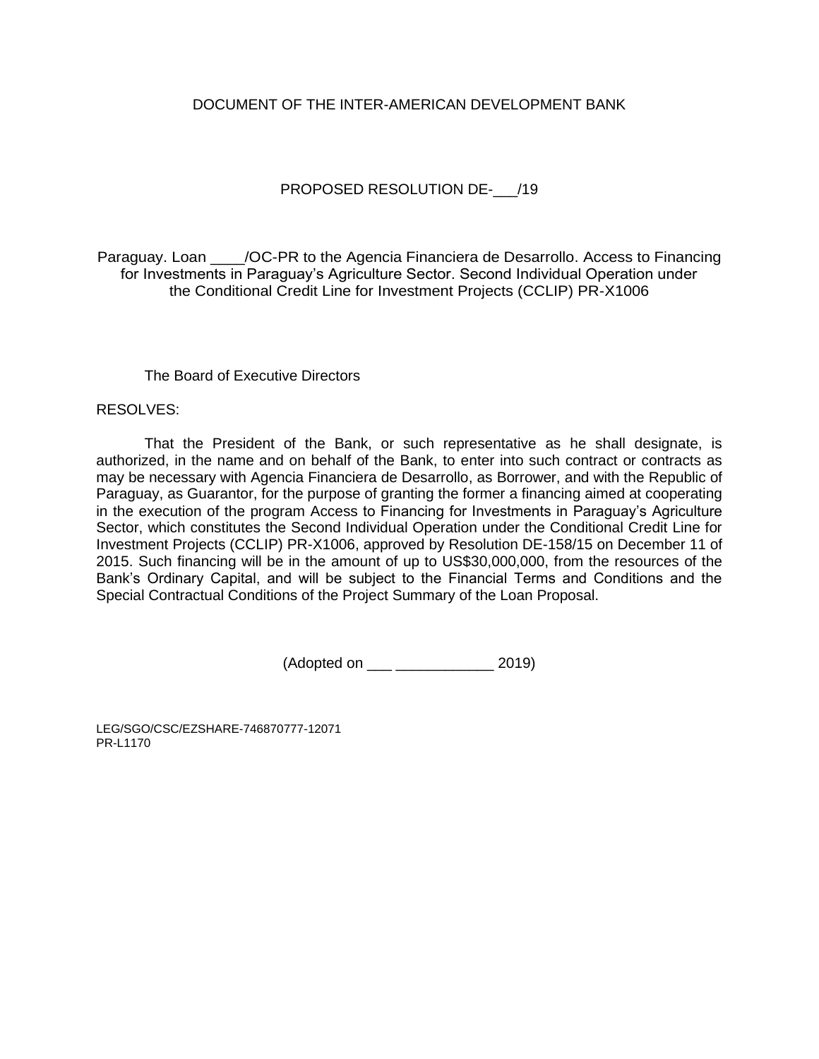DOCUMENT OF THE INTER-AMERICAN DEVELOPMENT BANK

PROPOSED RESOLUTION DE-___/19

Paraguay. Loan ____/OC-PR to the Agencia Financiera de Desarrollo. Access to Financing for Investments in Paraguay's Agriculture Sector. Second Individual Operation under the Conditional Credit Line for Investment Projects (CCLIP) PR-X1006

The Board of Executive Directors

RESOLVES:

That the President of the Bank, or such representative as he shall designate, is authorized, in the name and on behalf of the Bank, to enter into such contract or contracts as may be necessary with Agencia Financiera de Desarrollo, as Borrower, and with the Republic of Paraguay, as Guarantor, for the purpose of granting the former a financing aimed at cooperating in the execution of the program Access to Financing for Investments in Paraguay's Agriculture Sector, which constitutes the Second Individual Operation under the Conditional Credit Line for Investment Projects (CCLIP) PR-X1006, approved by Resolution DE-158/15 on December 11 of 2015. Such financing will be in the amount of up to US$30,000,000, from the resources of the Bank's Ordinary Capital, and will be subject to the Financial Terms and Conditions and the Special Contractual Conditions of the Project Summary of the Loan Proposal.

(Adopted on ___ ____________ 2019)

LEG/SGO/CSC/EZSHARE-746870777-12071
PR-L1170